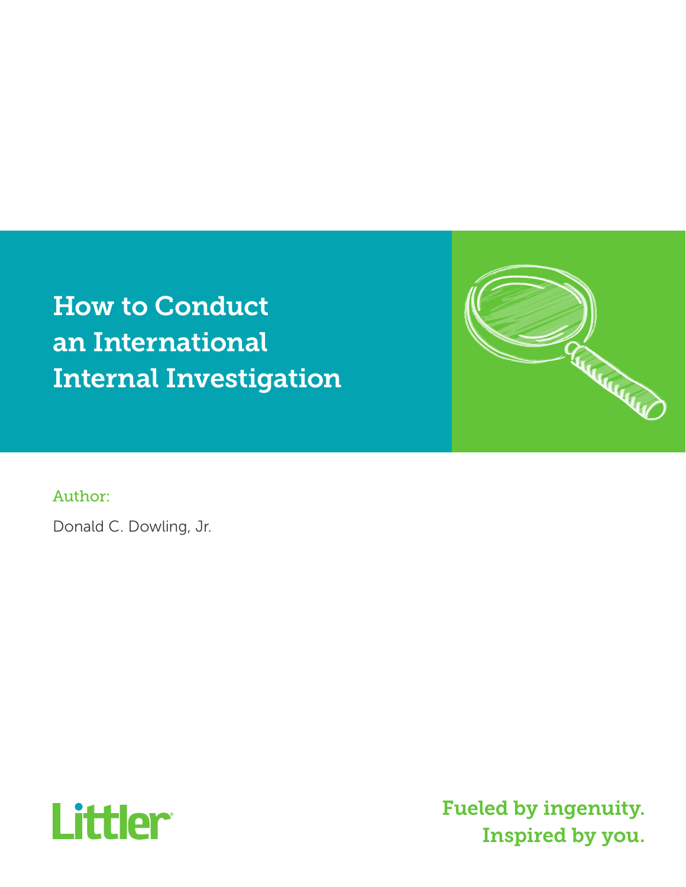# How to Conduct an International Internal Investigation

Author:

Donald C. Dowling, Jr.

Littler

Fueled by ingenuity.
Inspired by you.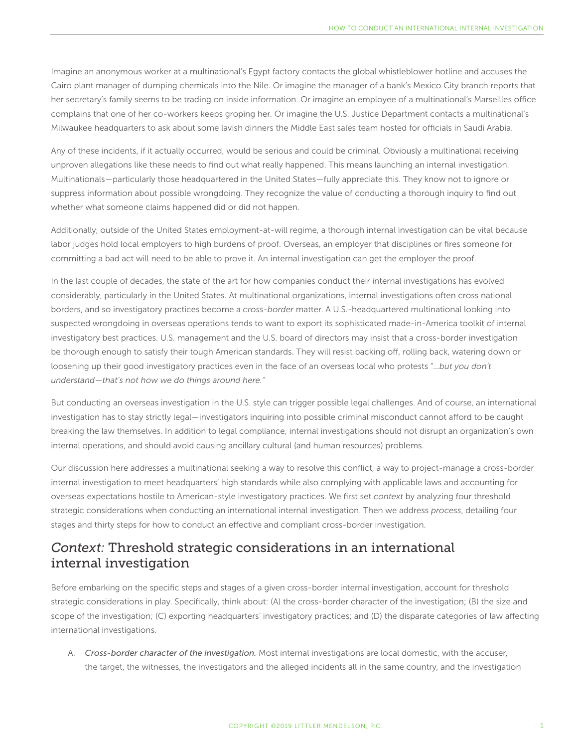Imagine an anonymous worker at a multinational's Egypt factory contacts the global whistleblower hotline and accuses the Cairo plant manager of dumping chemicals into the Nile. Or imagine the manager of a bank's Mexico City branch reports that her secretary's family seems to be trading on inside information. Or imagine an employee of a multinational's Marseilles office complains that one of her co-workers keeps groping her. Or imagine the U.S. Justice Department contacts a multinational's Milwaukee headquarters to ask about some lavish dinners the Middle East sales team hosted for officials in Saudi Arabia.

Any of these incidents, if it actually occurred, would be serious and could be criminal. Obviously a multinational receiving unproven allegations like these needs to find out what really happened. This means launching an internal investigation. Multinationals—particularly those headquartered in the United States—fully appreciate this. They know not to ignore or suppress information about possible wrongdoing. They recognize the value of conducting a thorough inquiry to find out whether what someone claims happened did or did not happen.

Additionally, outside of the United States employment-at-will regime, a thorough internal investigation can be vital because labor judges hold local employers to high burdens of proof. Overseas, an employer that disciplines or fires someone for committing a bad act will need to be able to prove it. An internal investigation can get the employer the proof.

In the last couple of decades, the state of the art for how companies conduct their internal investigations has evolved considerably, particularly in the United States. At multinational organizations, internal investigations often cross national borders, and so investigatory practices become a *cross-border* matter. A U.S.-headquartered multinational looking into suspected wrongdoing in overseas operations tends to want to export its sophisticated made-in-America toolkit of internal investigatory best practices. U.S. management and the U.S. board of directors may insist that a cross-border investigation be thorough enough to satisfy their tough American standards. They will resist backing off, rolling back, watering down or loosening up their good investigatory practices even in the face of an overseas local who protests *"...but you don't understand—that's not how we do things around here."*

But conducting an overseas investigation in the U.S. style can trigger possible legal challenges. And of course, an international investigation has to stay strictly legal—investigators inquiring into possible criminal misconduct cannot afford to be caught breaking the law themselves. In addition to legal compliance, internal investigations should not disrupt an organization's own internal operations, and should avoid causing ancillary cultural (and human resources) problems.

Our discussion here addresses a multinational seeking a way to resolve this conflict, a way to project-manage a cross-border internal investigation to meet headquarters' high standards while also complying with applicable laws and accounting for overseas expectations hostile to American-style investigatory practices. We first set *context* by analyzing four threshold strategic considerations when conducting an international internal investigation. Then we address *process*, detailing four stages and thirty steps for how to conduct an effective and compliant cross-border investigation.

## *Context:* Threshold strategic considerations in an international internal investigation

Before embarking on the specific steps and stages of a given cross-border internal investigation, account for threshold strategic considerations in play. Specifically, think about: (A) the cross-border character of the investigation; (B) the size and scope of the investigation; (C) exporting headquarters' investigatory practices; and (D) the disparate categories of law affecting international investigations.

A. *Cross-border character of the investigation.* Most internal investigations are local domestic, with the accuser, the target, the witnesses, the investigators and the alleged incidents all in the same country, and the investigation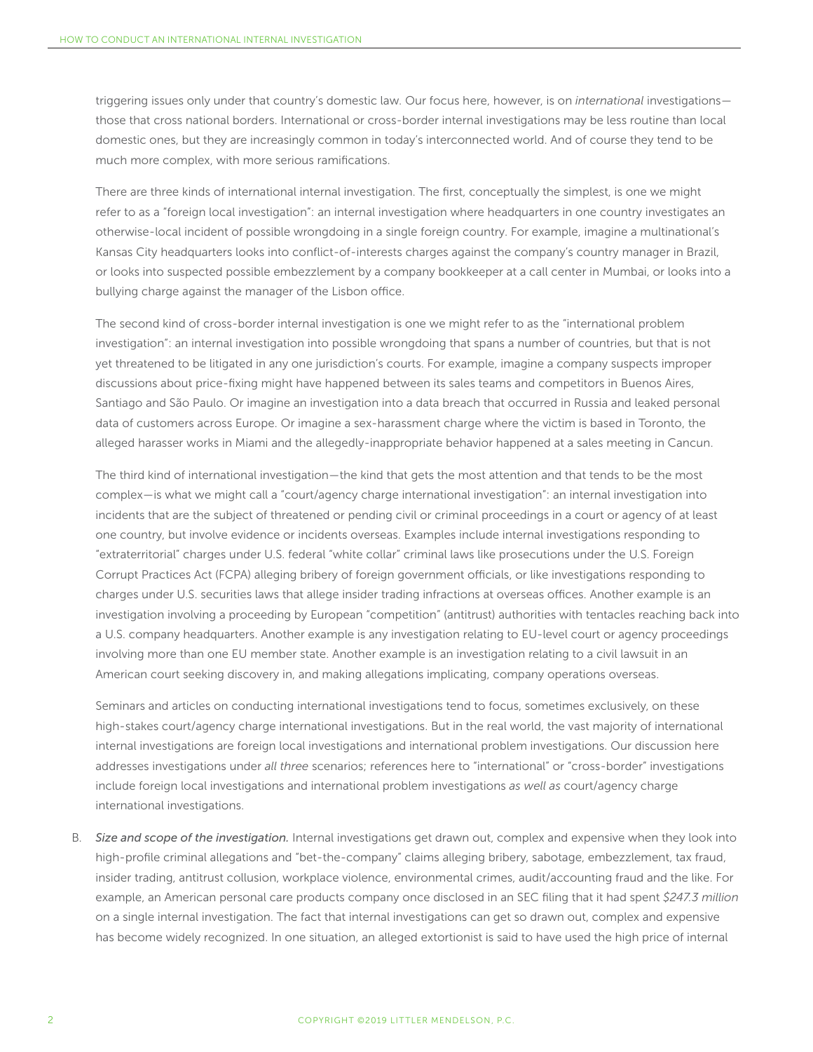triggering issues only under that country's domestic law. Our focus here, however, is on *international* investigations—those that cross national borders. International or cross-border internal investigations may be less routine than local domestic ones, but they are increasingly common in today's interconnected world. And of course they tend to be much more complex, with more serious ramifications.

There are three kinds of international internal investigation. The first, conceptually the simplest, is one we might refer to as a "foreign local investigation": an internal investigation where headquarters in one country investigates an otherwise-local incident of possible wrongdoing in a single foreign country. For example, imagine a multinational's Kansas City headquarters looks into conflict-of-interests charges against the company's country manager in Brazil, or looks into suspected possible embezzlement by a company bookkeeper at a call center in Mumbai, or looks into a bullying charge against the manager of the Lisbon office.

The second kind of cross-border internal investigation is one we might refer to as the "international problem investigation": an internal investigation into possible wrongdoing that spans a number of countries, but that is not yet threatened to be litigated in any one jurisdiction's courts. For example, imagine a company suspects improper discussions about price-fixing might have happened between its sales teams and competitors in Buenos Aires, Santiago and São Paulo. Or imagine an investigation into a data breach that occurred in Russia and leaked personal data of customers across Europe. Or imagine a sex-harassment charge where the victim is based in Toronto, the alleged harasser works in Miami and the allegedly-inappropriate behavior happened at a sales meeting in Cancun.

The third kind of international investigation—the kind that gets the most attention and that tends to be the most complex—is what we might call a "court/agency charge international investigation": an internal investigation into incidents that are the subject of threatened or pending civil or criminal proceedings in a court or agency of at least one country, but involve evidence or incidents overseas. Examples include internal investigations responding to "extraterritorial" charges under U.S. federal "white collar" criminal laws like prosecutions under the U.S. Foreign Corrupt Practices Act (FCPA) alleging bribery of foreign government officials, or like investigations responding to charges under U.S. securities laws that allege insider trading infractions at overseas offices. Another example is an investigation involving a proceeding by European "competition" (antitrust) authorities with tentacles reaching back into a U.S. company headquarters. Another example is any investigation relating to EU-level court or agency proceedings involving more than one EU member state. Another example is an investigation relating to a civil lawsuit in an American court seeking discovery in, and making allegations implicating, company operations overseas.

Seminars and articles on conducting international investigations tend to focus, sometimes exclusively, on these high-stakes court/agency charge international investigations. But in the real world, the vast majority of international internal investigations are foreign local investigations and international problem investigations. Our discussion here addresses investigations under *all three* scenarios; references here to "international" or "cross-border" investigations include foreign local investigations and international problem investigations *as well as* court/agency charge international investigations.

B. ***Size and scope of the investigation.*** Internal investigations get drawn out, complex and expensive when they look into high-profile criminal allegations and "bet-the-company" claims alleging bribery, sabotage, embezzlement, tax fraud, insider trading, antitrust collusion, workplace violence, environmental crimes, audit/accounting fraud and the like. For example, an American personal care products company once disclosed in an SEC filing that it had spent *$247.3 million* on a single internal investigation. The fact that internal investigations can get so drawn out, complex and expensive has become widely recognized. In one situation, an alleged extortionist is said to have used the high price of internal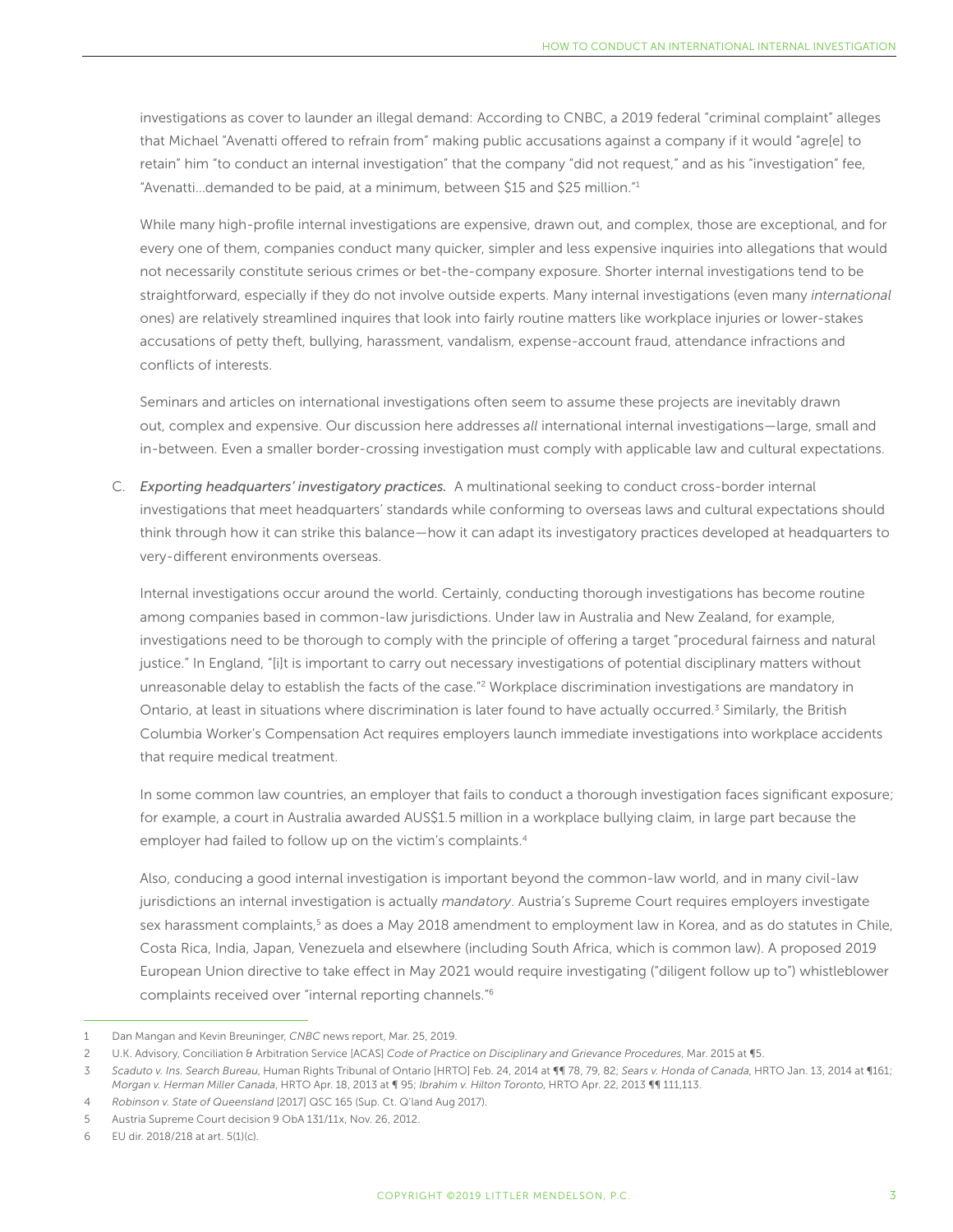investigations as cover to launder an illegal demand: According to CNBC, a 2019 federal "criminal complaint" alleges that Michael "Avenatti offered to refrain from" making public accusations against a company if it would "agre[e] to retain" him "to conduct an internal investigation" that the company "did not request," and as his "investigation" fee, "Avenatti…demanded to be paid, at a minimum, between $15 and $25 million."[1]

While many high-profile internal investigations are expensive, drawn out, and complex, those are exceptional, and for every one of them, companies conduct many quicker, simpler and less expensive inquiries into allegations that would not necessarily constitute serious crimes or bet-the-company exposure. Shorter internal investigations tend to be straightforward, especially if they do not involve outside experts. Many internal investigations (even many *international* ones) are relatively streamlined inquires that look into fairly routine matters like workplace injuries or lower-stakes accusations of petty theft, bullying, harassment, vandalism, expense-account fraud, attendance infractions and conflicts of interests.

Seminars and articles on international investigations often seem to assume these projects are inevitably drawn out, complex and expensive. Our discussion here addresses *all* international internal investigations—large, small and in-between. Even a smaller border-crossing investigation must comply with applicable law and cultural expectations.

C. *Exporting headquarters' investigatory practices.* A multinational seeking to conduct cross-border internal investigations that meet headquarters' standards while conforming to overseas laws and cultural expectations should think through how it can strike this balance—how it can adapt its investigatory practices developed at headquarters to very-different environments overseas.

Internal investigations occur around the world. Certainly, conducting thorough investigations has become routine among companies based in common-law jurisdictions. Under law in Australia and New Zealand, for example, investigations need to be thorough to comply with the principle of offering a target "procedural fairness and natural justice." In England, "[i]t is important to carry out necessary investigations of potential disciplinary matters without unreasonable delay to establish the facts of the case."[2] Workplace discrimination investigations are mandatory in Ontario, at least in situations where discrimination is later found to have actually occurred.[3] Similarly, the British Columbia Worker's Compensation Act requires employers launch immediate investigations into workplace accidents that require medical treatment.

In some common law countries, an employer that fails to conduct a thorough investigation faces significant exposure; for example, a court in Australia awarded AUS$1.5 million in a workplace bullying claim, in large part because the employer had failed to follow up on the victim's complaints.[4]

Also, conducing a good internal investigation is important beyond the common-law world, and in many civil-law jurisdictions an internal investigation is actually *mandatory*. Austria's Supreme Court requires employers investigate sex harassment complaints,[5] as does a May 2018 amendment to employment law in Korea, and as do statutes in Chile, Costa Rica, India, Japan, Venezuela and elsewhere (including South Africa, which is common law). A proposed 2019 European Union directive to take effect in May 2021 would require investigating ("diligent follow up to") whistleblower complaints received over "internal reporting channels."[6]

---

1 Dan Mangan and Kevin Breuninger, *CNBC* news report, Mar. 25, 2019.

2 U.K. Advisory, Conciliation & Arbitration Service [ACAS] *Code of Practice on Disciplinary and Grievance Procedures*, Mar. 2015 at ¶5.

3 *Scaduto v. Ins. Search Bureau*, Human Rights Tribunal of Ontario [HRTO] Feb. 24, 2014 at ¶¶ 78, 79, 82; *Sears v. Honda of Canada*, HRTO Jan. 13, 2014 at ¶161; *Morgan v. Herman Miller Canada*, HRTO Apr. 18, 2013 at ¶ 95; *Ibrahim v. Hilton Toronto*, HRTO Apr. 22, 2013 ¶¶ 111,113.

4 *Robinson v. State of Queensland* [2017] QSC 165 (Sup. Ct. Q'land Aug 2017).

5 Austria Supreme Court decision 9 ObA 131/11x, Nov. 26, 2012.

6 EU dir. 2018/218 at art. 5(1)(c).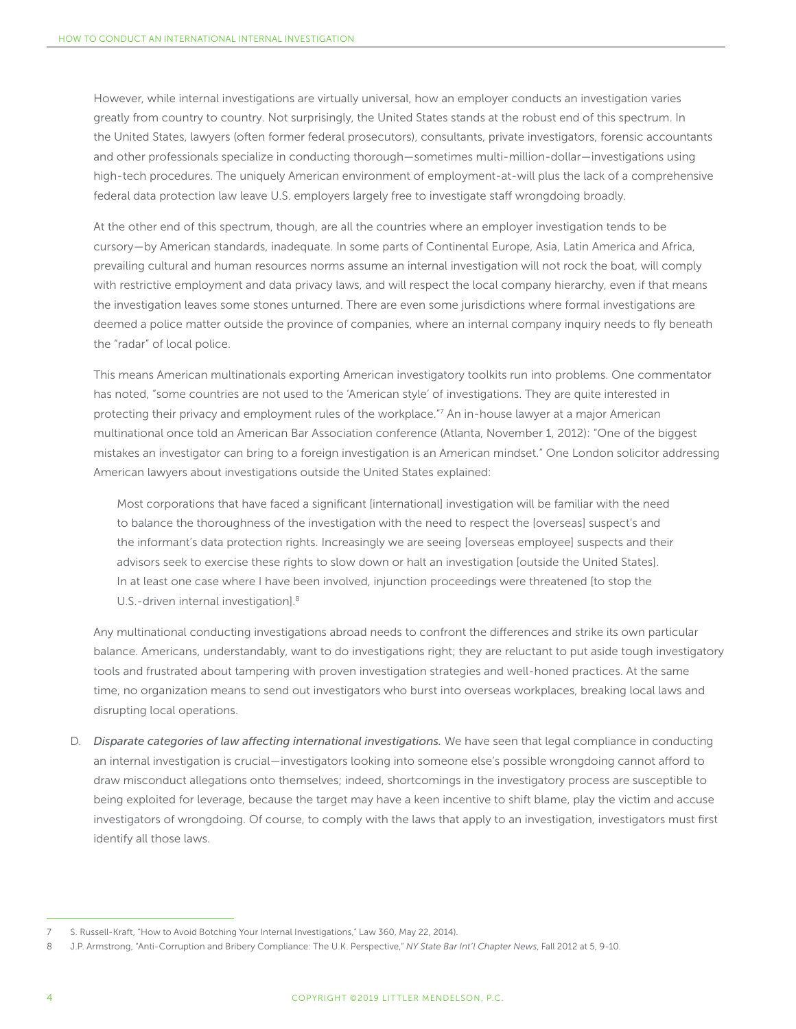However, while internal investigations are virtually universal, how an employer conducts an investigation varies greatly from country to country. Not surprisingly, the United States stands at the robust end of this spectrum. In the United States, lawyers (often former federal prosecutors), consultants, private investigators, forensic accountants and other professionals specialize in conducting thorough—sometimes multi-million-dollar—investigations using high-tech procedures. The uniquely American environment of employment-at-will plus the lack of a comprehensive federal data protection law leave U.S. employers largely free to investigate staff wrongdoing broadly.

At the other end of this spectrum, though, are all the countries where an employer investigation tends to be cursory—by American standards, inadequate. In some parts of Continental Europe, Asia, Latin America and Africa, prevailing cultural and human resources norms assume an internal investigation will not rock the boat, will comply with restrictive employment and data privacy laws, and will respect the local company hierarchy, even if that means the investigation leaves some stones unturned. There are even some jurisdictions where formal investigations are deemed a police matter outside the province of companies, where an internal company inquiry needs to fly beneath the "radar" of local police.

This means American multinationals exporting American investigatory toolkits run into problems. One commentator has noted, "some countries are not used to the 'American style' of investigations. They are quite interested in protecting their privacy and employment rules of the workplace."[7] An in-house lawyer at a major American multinational once told an American Bar Association conference (Atlanta, November 1, 2012): "One of the biggest mistakes an investigator can bring to a foreign investigation is an American mindset." One London solicitor addressing American lawyers about investigations outside the United States explained:

> Most corporations that have faced a significant [international] investigation will be familiar with the need to balance the thoroughness of the investigation with the need to respect the [overseas] suspect's and the informant's data protection rights. Increasingly we are seeing [overseas employee] suspects and their advisors seek to exercise these rights to slow down or halt an investigation [outside the United States]. In at least one case where I have been involved, injunction proceedings were threatened [to stop the U.S.-driven internal investigation].[8]

Any multinational conducting investigations abroad needs to confront the differences and strike its own particular balance. Americans, understandably, want to do investigations right; they are reluctant to put aside tough investigatory tools and frustrated about tampering with proven investigation strategies and well-honed practices. At the same time, no organization means to send out investigators who burst into overseas workplaces, breaking local laws and disrupting local operations.

D. *Disparate categories of law affecting international investigations.* We have seen that legal compliance in conducting an internal investigation is crucial—investigators looking into someone else's possible wrongdoing cannot afford to draw misconduct allegations onto themselves; indeed, shortcomings in the investigatory process are susceptible to being exploited for leverage, because the target may have a keen incentive to shift blame, play the victim and accuse investigators of wrongdoing. Of course, to comply with the laws that apply to an investigation, investigators must first identify all those laws.

---

7 S. Russell-Kraft, "How to Avoid Botching Your Internal Investigations," Law 360, May 22, 2014).

8 J.P. Armstrong, "Anti-Corruption and Bribery Compliance: The U.K. Perspective," *NY State Bar Int'l Chapter News*, Fall 2012 at 5, 9-10.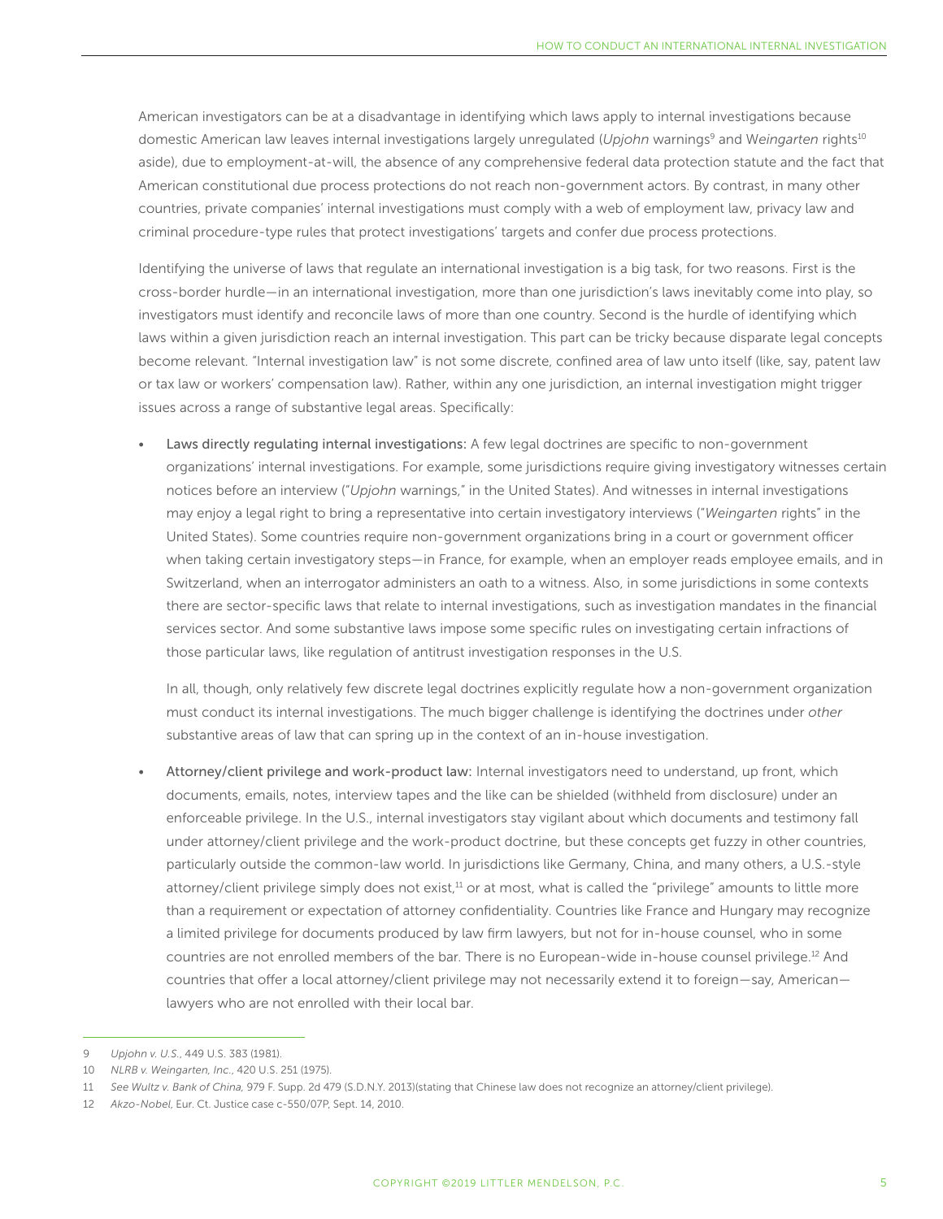American investigators can be at a disadvantage in identifying which laws apply to internal investigations because domestic American law leaves internal investigations largely unregulated (*Upjohn* warnings[9] and W*eingarten* rights[10] aside), due to employment-at-will, the absence of any comprehensive federal data protection statute and the fact that American constitutional due process protections do not reach non-government actors. By contrast, in many other countries, private companies' internal investigations must comply with a web of employment law, privacy law and criminal procedure-type rules that protect investigations' targets and confer due process protections.

Identifying the universe of laws that regulate an international investigation is a big task, for two reasons. First is the cross-border hurdle—in an international investigation, more than one jurisdiction's laws inevitably come into play, so investigators must identify and reconcile laws of more than one country. Second is the hurdle of identifying which laws within a given jurisdiction reach an internal investigation. This part can be tricky because disparate legal concepts become relevant. "Internal investigation law" is not some discrete, confined area of law unto itself (like, say, patent law or tax law or workers' compensation law). Rather, within any one jurisdiction, an internal investigation might trigger issues across a range of substantive legal areas. Specifically:

- Laws directly regulating internal investigations: A few legal doctrines are specific to non-government organizations' internal investigations. For example, some jurisdictions require giving investigatory witnesses certain notices before an interview ("*Upjohn* warnings," in the United States). And witnesses in internal investigations may enjoy a legal right to bring a representative into certain investigatory interviews ("*Weingarten* rights" in the United States). Some countries require non-government organizations bring in a court or government officer when taking certain investigatory steps—in France, for example, when an employer reads employee emails, and in Switzerland, when an interrogator administers an oath to a witness. Also, in some jurisdictions in some contexts there are sector-specific laws that relate to internal investigations, such as investigation mandates in the financial services sector. And some substantive laws impose some specific rules on investigating certain infractions of those particular laws, like regulation of antitrust investigation responses in the U.S.

  In all, though, only relatively few discrete legal doctrines explicitly regulate how a non-government organization must conduct its internal investigations. The much bigger challenge is identifying the doctrines under *other* substantive areas of law that can spring up in the context of an in-house investigation.

- Attorney/client privilege and work-product law: Internal investigators need to understand, up front, which documents, emails, notes, interview tapes and the like can be shielded (withheld from disclosure) under an enforceable privilege. In the U.S., internal investigators stay vigilant about which documents and testimony fall under attorney/client privilege and the work-product doctrine, but these concepts get fuzzy in other countries, particularly outside the common-law world. In jurisdictions like Germany, China, and many others, a U.S.-style attorney/client privilege simply does not exist,[11] or at most, what is called the "privilege" amounts to little more than a requirement or expectation of attorney confidentiality. Countries like France and Hungary may recognize a limited privilege for documents produced by law firm lawyers, but not for in-house counsel, who in some countries are not enrolled members of the bar. There is no European-wide in-house counsel privilege.[12] And countries that offer a local attorney/client privilege may not necessarily extend it to foreign—say, American—lawyers who are not enrolled with their local bar.

---

9 *Upjohn v. U.S.*, 449 U.S. 383 (1981).

10 *NLRB v. Weingarten, Inc.*, 420 U.S. 251 (1975).

11 *See Wultz v. Bank of China*, 979 F. Supp. 2d 479 (S.D.N.Y. 2013)(stating that Chinese law does not recognize an attorney/client privilege).

12 *Akzo-Nobel*, Eur. Ct. Justice case c-550/07P, Sept. 14, 2010.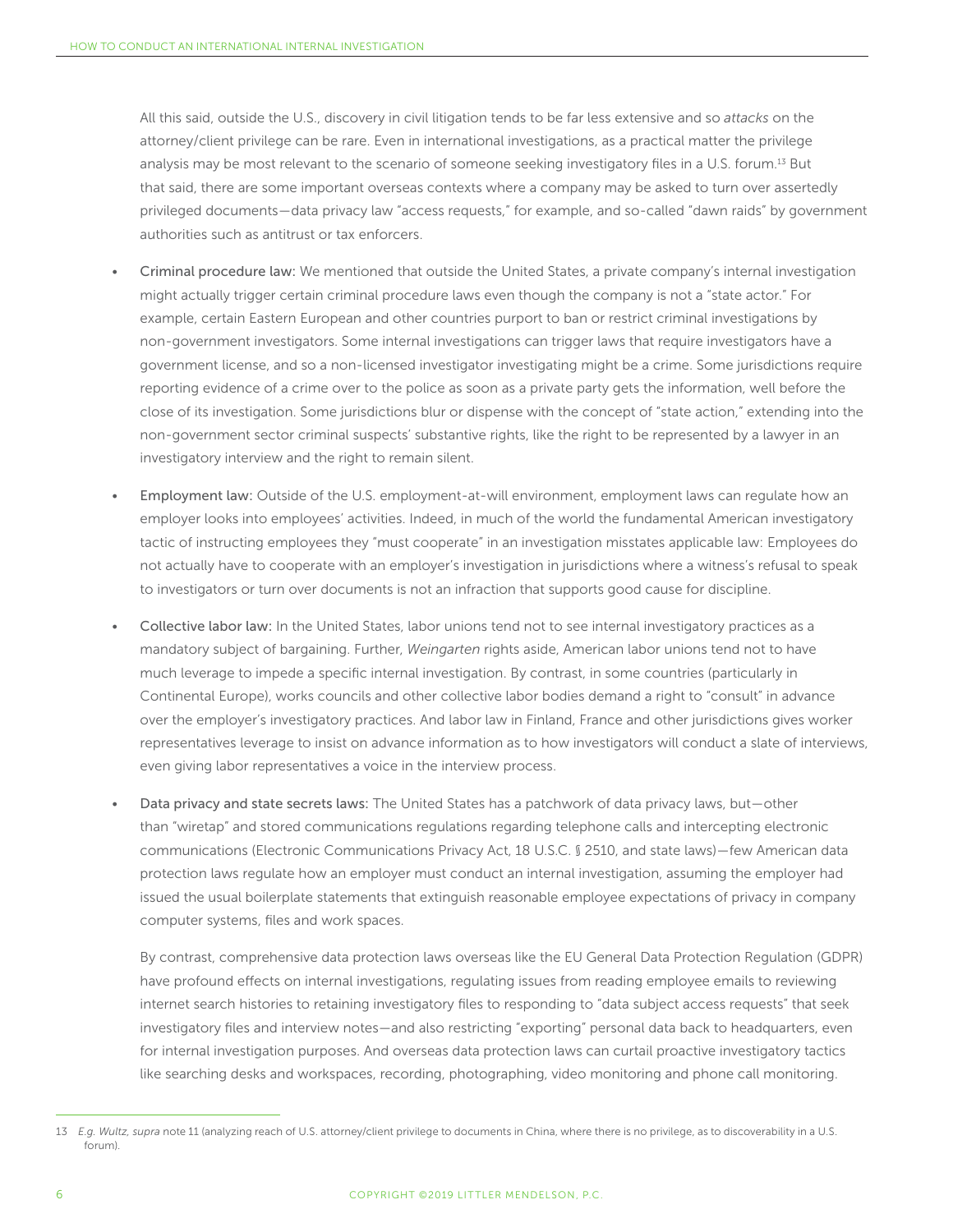All this said, outside the U.S., discovery in civil litigation tends to be far less extensive and so *attacks* on the attorney/client privilege can be rare. Even in international investigations, as a practical matter the privilege analysis may be most relevant to the scenario of someone seeking investigatory files in a U.S. forum.[13] But that said, there are some important overseas contexts where a company may be asked to turn over assertedly privileged documents—data privacy law "access requests," for example, and so-called "dawn raids" by government authorities such as antitrust or tax enforcers.

- Criminal procedure law: We mentioned that outside the United States, a private company's internal investigation might actually trigger certain criminal procedure laws even though the company is not a "state actor." For example, certain Eastern European and other countries purport to ban or restrict criminal investigations by non-government investigators. Some internal investigations can trigger laws that require investigators have a government license, and so a non-licensed investigator investigating might be a crime. Some jurisdictions require reporting evidence of a crime over to the police as soon as a private party gets the information, well before the close of its investigation. Some jurisdictions blur or dispense with the concept of "state action," extending into the non-government sector criminal suspects' substantive rights, like the right to be represented by a lawyer in an investigatory interview and the right to remain silent.

- Employment law: Outside of the U.S. employment-at-will environment, employment laws can regulate how an employer looks into employees' activities. Indeed, in much of the world the fundamental American investigatory tactic of instructing employees they "must cooperate" in an investigation misstates applicable law: Employees do not actually have to cooperate with an employer's investigation in jurisdictions where a witness's refusal to speak to investigators or turn over documents is not an infraction that supports good cause for discipline.

- Collective labor law: In the United States, labor unions tend not to see internal investigatory practices as a mandatory subject of bargaining. Further, *Weingarten* rights aside, American labor unions tend not to have much leverage to impede a specific internal investigation. By contrast, in some countries (particularly in Continental Europe), works councils and other collective labor bodies demand a right to "consult" in advance over the employer's investigatory practices. And labor law in Finland, France and other jurisdictions gives worker representatives leverage to insist on advance information as to how investigators will conduct a slate of interviews, even giving labor representatives a voice in the interview process.

- Data privacy and state secrets laws: The United States has a patchwork of data privacy laws, but—other than "wiretap" and stored communications regulations regarding telephone calls and intercepting electronic communications (Electronic Communications Privacy Act, 18 U.S.C. § 2510, and state laws)—few American data protection laws regulate how an employer must conduct an internal investigation, assuming the employer had issued the usual boilerplate statements that extinguish reasonable employee expectations of privacy in company computer systems, files and work spaces.

  By contrast, comprehensive data protection laws overseas like the EU General Data Protection Regulation (GDPR) have profound effects on internal investigations, regulating issues from reading employee emails to reviewing internet search histories to retaining investigatory files to responding to "data subject access requests" that seek investigatory files and interview notes—and also restricting "exporting" personal data back to headquarters, even for internal investigation purposes. And overseas data protection laws can curtail proactive investigatory tactics like searching desks and workspaces, recording, photographing, video monitoring and phone call monitoring.

---

13 *E.g. Wultz, supra* note 11 (analyzing reach of U.S. attorney/client privilege to documents in China, where there is no privilege, as to discoverability in a U.S. forum).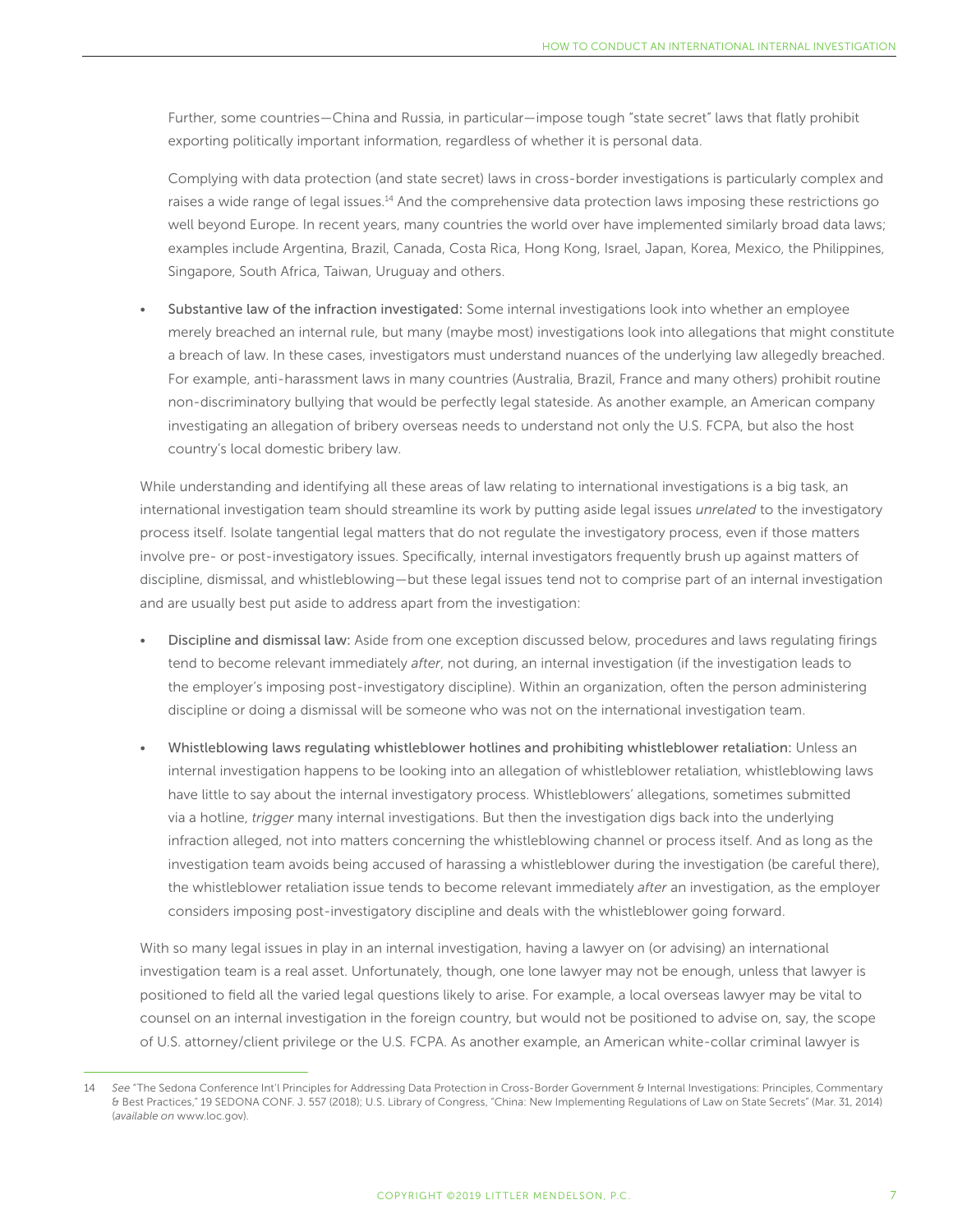Further, some countries—China and Russia, in particular—impose tough "state secret" laws that flatly prohibit exporting politically important information, regardless of whether it is personal data.

Complying with data protection (and state secret) laws in cross-border investigations is particularly complex and raises a wide range of legal issues.[14] And the comprehensive data protection laws imposing these restrictions go well beyond Europe. In recent years, many countries the world over have implemented similarly broad data laws; examples include Argentina, Brazil, Canada, Costa Rica, Hong Kong, Israel, Japan, Korea, Mexico, the Philippines, Singapore, South Africa, Taiwan, Uruguay and others.

- Substantive law of the infraction investigated: Some internal investigations look into whether an employee merely breached an internal rule, but many (maybe most) investigations look into allegations that might constitute a breach of law. In these cases, investigators must understand nuances of the underlying law allegedly breached. For example, anti-harassment laws in many countries (Australia, Brazil, France and many others) prohibit routine non-discriminatory bullying that would be perfectly legal stateside. As another example, an American company investigating an allegation of bribery overseas needs to understand not only the U.S. FCPA, but also the host country's local domestic bribery law.

While understanding and identifying all these areas of law relating to international investigations is a big task, an international investigation team should streamline its work by putting aside legal issues *unrelated* to the investigatory process itself. Isolate tangential legal matters that do not regulate the investigatory process, even if those matters involve pre- or post-investigatory issues. Specifically, internal investigators frequently brush up against matters of discipline, dismissal, and whistleblowing—but these legal issues tend not to comprise part of an internal investigation and are usually best put aside to address apart from the investigation:

- Discipline and dismissal law: Aside from one exception discussed below, procedures and laws regulating firings tend to become relevant immediately *after*, not during, an internal investigation (if the investigation leads to the employer's imposing post-investigatory discipline). Within an organization, often the person administering discipline or doing a dismissal will be someone who was not on the international investigation team.
- Whistleblowing laws regulating whistleblower hotlines and prohibiting whistleblower retaliation: Unless an internal investigation happens to be looking into an allegation of whistleblower retaliation, whistleblowing laws have little to say about the internal investigatory process. Whistleblowers' allegations, sometimes submitted via a hotline, *trigger* many internal investigations. But then the investigation digs back into the underlying infraction alleged, not into matters concerning the whistleblowing channel or process itself. And as long as the investigation team avoids being accused of harassing a whistleblower during the investigation (be careful there), the whistleblower retaliation issue tends to become relevant immediately *after* an investigation, as the employer considers imposing post-investigatory discipline and deals with the whistleblower going forward.

With so many legal issues in play in an internal investigation, having a lawyer on (or advising) an international investigation team is a real asset. Unfortunately, though, one lone lawyer may not be enough, unless that lawyer is positioned to field all the varied legal questions likely to arise. For example, a local overseas lawyer may be vital to counsel on an internal investigation in the foreign country, but would not be positioned to advise on, say, the scope of U.S. attorney/client privilege or the U.S. FCPA. As another example, an American white-collar criminal lawyer is

---

14 *See* "The Sedona Conference Int'l Principles for Addressing Data Protection in Cross-Border Government & Internal Investigations: Principles, Commentary & Best Practices," 19 SEDONA CONF. J. 557 (2018); U.S. Library of Congress, "China: New Implementing Regulations of Law on State Secrets" (Mar. 31, 2014) (*available on* www.loc.gov).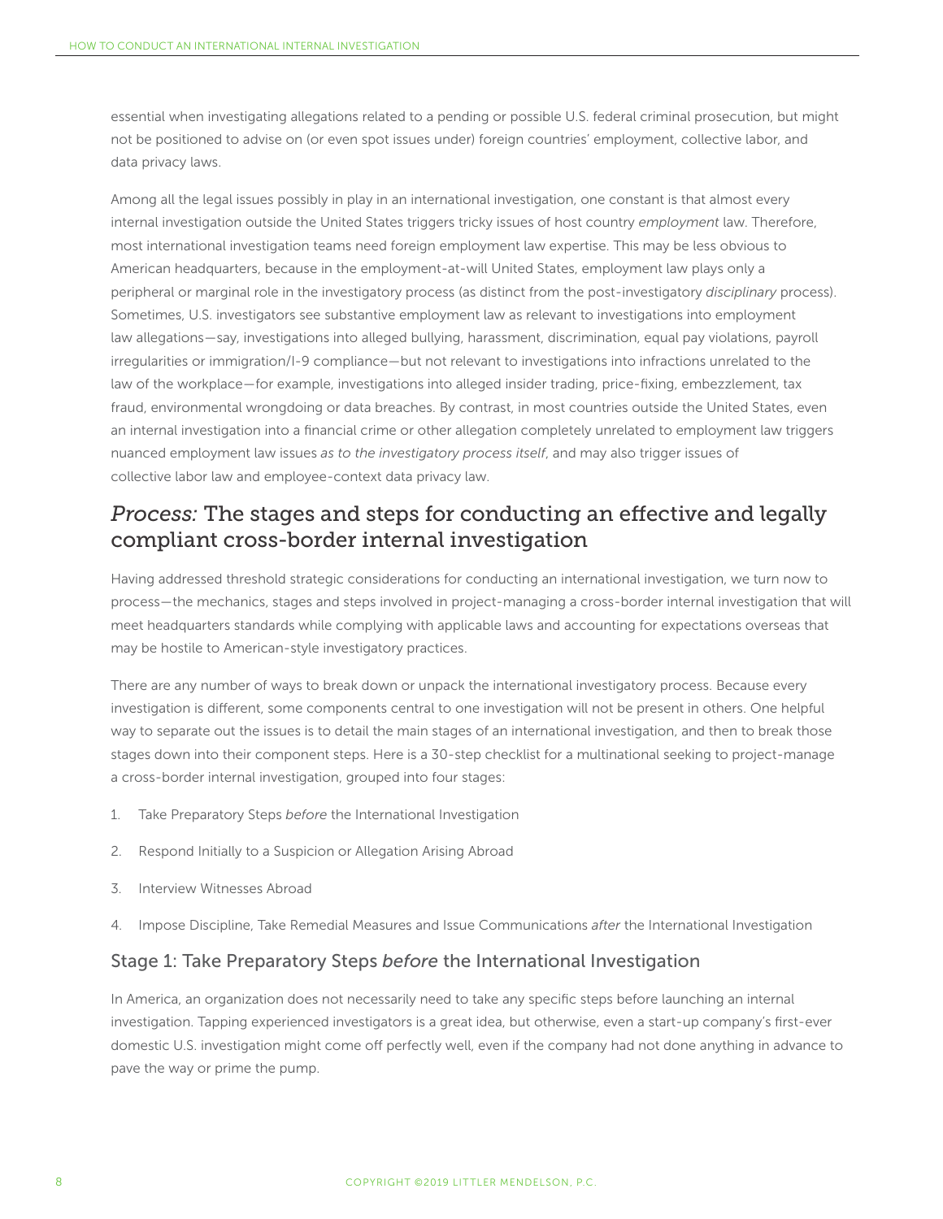essential when investigating allegations related to a pending or possible U.S. federal criminal prosecution, but might not be positioned to advise on (or even spot issues under) foreign countries' employment, collective labor, and data privacy laws.

Among all the legal issues possibly in play in an international investigation, one constant is that almost every internal investigation outside the United States triggers tricky issues of host country *employment* law. Therefore, most international investigation teams need foreign employment law expertise. This may be less obvious to American headquarters, because in the employment-at-will United States, employment law plays only a peripheral or marginal role in the investigatory process (as distinct from the post-investigatory *disciplinary* process). Sometimes, U.S. investigators see substantive employment law as relevant to investigations into employment law allegations—say, investigations into alleged bullying, harassment, discrimination, equal pay violations, payroll irregularities or immigration/I-9 compliance—but not relevant to investigations into infractions unrelated to the law of the workplace—for example, investigations into alleged insider trading, price-fixing, embezzlement, tax fraud, environmental wrongdoing or data breaches. By contrast, in most countries outside the United States, even an internal investigation into a financial crime or other allegation completely unrelated to employment law triggers nuanced employment law issues *as to the investigatory process itself*, and may also trigger issues of collective labor law and employee-context data privacy law.

## *Process:* The stages and steps for conducting an effective and legally compliant cross-border internal investigation

Having addressed threshold strategic considerations for conducting an international investigation, we turn now to process—the mechanics, stages and steps involved in project-managing a cross-border internal investigation that will meet headquarters standards while complying with applicable laws and accounting for expectations overseas that may be hostile to American-style investigatory practices.

There are any number of ways to break down or unpack the international investigatory process. Because every investigation is different, some components central to one investigation will not be present in others. One helpful way to separate out the issues is to detail the main stages of an international investigation, and then to break those stages down into their component steps. Here is a 30-step checklist for a multinational seeking to project-manage a cross-border internal investigation, grouped into four stages:

1. Take Preparatory Steps *before* the International Investigation
2. Respond Initially to a Suspicion or Allegation Arising Abroad
3. Interview Witnesses Abroad
4. Impose Discipline, Take Remedial Measures and Issue Communications *after* the International Investigation

### Stage 1: Take Preparatory Steps *before* the International Investigation

In America, an organization does not necessarily need to take any specific steps before launching an internal investigation. Tapping experienced investigators is a great idea, but otherwise, even a start-up company's first-ever domestic U.S. investigation might come off perfectly well, even if the company had not done anything in advance to pave the way or prime the pump.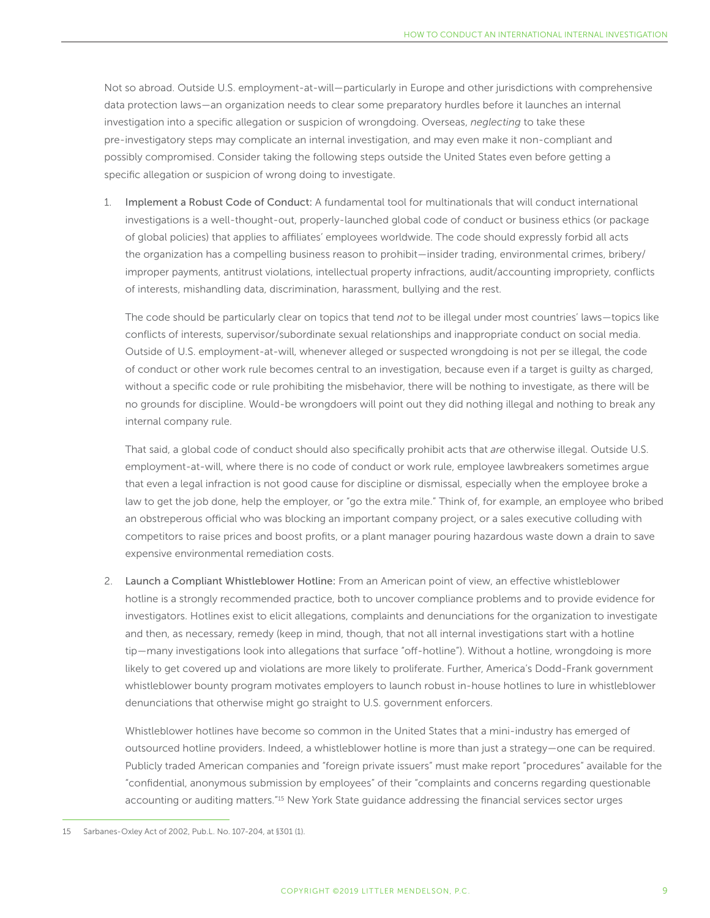Not so abroad. Outside U.S. employment-at-will—particularly in Europe and other jurisdictions with comprehensive data protection laws—an organization needs to clear some preparatory hurdles before it launches an internal investigation into a specific allegation or suspicion of wrongdoing. Overseas, *neglecting* to take these pre-investigatory steps may complicate an internal investigation, and may even make it non-compliant and possibly compromised. Consider taking the following steps outside the United States even before getting a specific allegation or suspicion of wrong doing to investigate.

1. **Implement a Robust Code of Conduct:** A fundamental tool for multinationals that will conduct international investigations is a well-thought-out, properly-launched global code of conduct or business ethics (or package of global policies) that applies to affiliates' employees worldwide. The code should expressly forbid all acts the organization has a compelling business reason to prohibit—insider trading, environmental crimes, bribery/improper payments, antitrust violations, intellectual property infractions, audit/accounting impropriety, conflicts of interests, mishandling data, discrimination, harassment, bullying and the rest.

   The code should be particularly clear on topics that tend *not* to be illegal under most countries' laws—topics like conflicts of interests, supervisor/subordinate sexual relationships and inappropriate conduct on social media. Outside of U.S. employment-at-will, whenever alleged or suspected wrongdoing is not per se illegal, the code of conduct or other work rule becomes central to an investigation, because even if a target is guilty as charged, without a specific code or rule prohibiting the misbehavior, there will be nothing to investigate, as there will be no grounds for discipline. Would-be wrongdoers will point out they did nothing illegal and nothing to break any internal company rule.

   That said, a global code of conduct should also specifically prohibit acts that *are* otherwise illegal. Outside U.S. employment-at-will, where there is no code of conduct or work rule, employee lawbreakers sometimes argue that even a legal infraction is not good cause for discipline or dismissal, especially when the employee broke a law to get the job done, help the employer, or "go the extra mile." Think of, for example, an employee who bribed an obstreperous official who was blocking an important company project, or a sales executive colluding with competitors to raise prices and boost profits, or a plant manager pouring hazardous waste down a drain to save expensive environmental remediation costs.

2. **Launch a Compliant Whistleblower Hotline:** From an American point of view, an effective whistleblower hotline is a strongly recommended practice, both to uncover compliance problems and to provide evidence for investigators. Hotlines exist to elicit allegations, complaints and denunciations for the organization to investigate and then, as necessary, remedy (keep in mind, though, that not all internal investigations start with a hotline tip—many investigations look into allegations that surface "off-hotline"). Without a hotline, wrongdoing is more likely to get covered up and violations are more likely to proliferate. Further, America's Dodd-Frank government whistleblower bounty program motivates employers to launch robust in-house hotlines to lure in whistleblower denunciations that otherwise might go straight to U.S. government enforcers.

   Whistleblower hotlines have become so common in the United States that a mini-industry has emerged of outsourced hotline providers. Indeed, a whistleblower hotline is more than just a strategy—one can be required. Publicly traded American companies and "foreign private issuers" must make report "procedures" available for the "confidential, anonymous submission by employees" of their "complaints and concerns regarding questionable accounting or auditing matters."[15] New York State guidance addressing the financial services sector urges

---

15 Sarbanes-Oxley Act of 2002, Pub.L. No. 107-204, at §301 (1).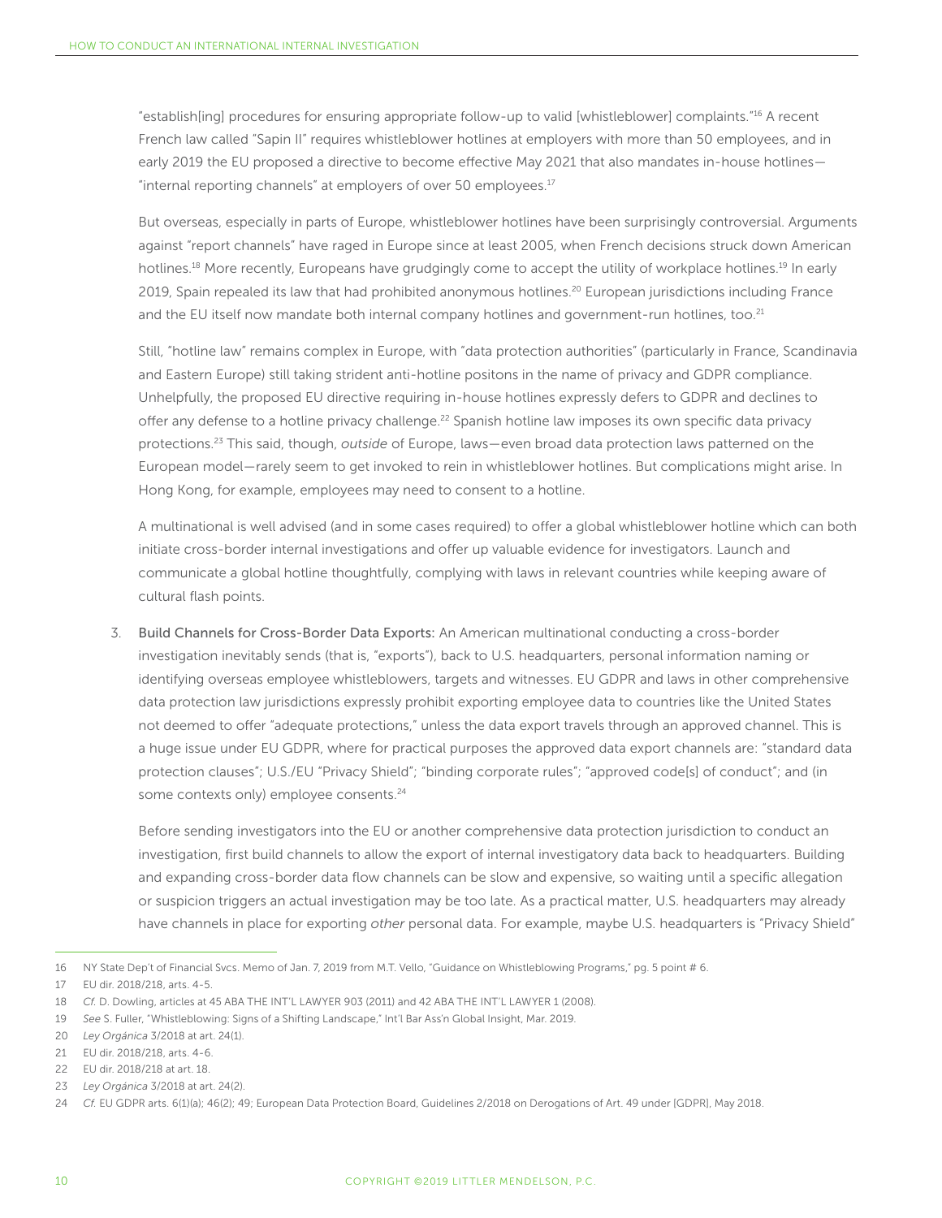"establish[ing] procedures for ensuring appropriate follow-up to valid [whistleblower] complaints."[16] A recent French law called "Sapin II" requires whistleblower hotlines at employers with more than 50 employees, and in early 2019 the EU proposed a directive to become effective May 2021 that also mandates in-house hotlines—"internal reporting channels" at employers of over 50 employees.[17]

But overseas, especially in parts of Europe, whistleblower hotlines have been surprisingly controversial. Arguments against "report channels" have raged in Europe since at least 2005, when French decisions struck down American hotlines.[18] More recently, Europeans have grudgingly come to accept the utility of workplace hotlines.[19] In early 2019, Spain repealed its law that had prohibited anonymous hotlines.[20] European jurisdictions including France and the EU itself now mandate both internal company hotlines and government-run hotlines, too.[21]

Still, "hotline law" remains complex in Europe, with "data protection authorities" (particularly in France, Scandinavia and Eastern Europe) still taking strident anti-hotline positons in the name of privacy and GDPR compliance. Unhelpfully, the proposed EU directive requiring in-house hotlines expressly defers to GDPR and declines to offer any defense to a hotline privacy challenge.[22] Spanish hotline law imposes its own specific data privacy protections.[23] This said, though, *outside* of Europe, laws—even broad data protection laws patterned on the European model—rarely seem to get invoked to rein in whistleblower hotlines. But complications might arise. In Hong Kong, for example, employees may need to consent to a hotline.

A multinational is well advised (and in some cases required) to offer a global whistleblower hotline which can both initiate cross-border internal investigations and offer up valuable evidence for investigators. Launch and communicate a global hotline thoughtfully, complying with laws in relevant countries while keeping aware of cultural flash points.

3. **Build Channels for Cross-Border Data Exports:** An American multinational conducting a cross-border investigation inevitably sends (that is, "exports"), back to U.S. headquarters, personal information naming or identifying overseas employee whistleblowers, targets and witnesses. EU GDPR and laws in other comprehensive data protection law jurisdictions expressly prohibit exporting employee data to countries like the United States not deemed to offer "adequate protections," unless the data export travels through an approved channel. This is a huge issue under EU GDPR, where for practical purposes the approved data export channels are: "standard data protection clauses"; U.S./EU "Privacy Shield"; "binding corporate rules"; "approved code[s] of conduct"; and (in some contexts only) employee consents.[24]

   Before sending investigators into the EU or another comprehensive data protection jurisdiction to conduct an investigation, first build channels to allow the export of internal investigatory data back to headquarters. Building and expanding cross-border data flow channels can be slow and expensive, so waiting until a specific allegation or suspicion triggers an actual investigation may be too late. As a practical matter, U.S. headquarters may already have channels in place for exporting *other* personal data. For example, maybe U.S. headquarters is "Privacy Shield"

---

16 NY State Dep't of Financial Svcs. Memo of Jan. 7, 2019 from M.T. Vello, "Guidance on Whistleblowing Programs," pg. 5 point # 6.

17 EU dir. 2018/218, arts. 4-5.

18 *Cf.* D. Dowling, articles at 45 ABA THE INT'L LAWYER 903 (2011) and 42 ABA THE INT'L LAWYER 1 (2008).

19 *See* S. Fuller, "Whistleblowing: Signs of a Shifting Landscape," Int'l Bar Ass'n Global Insight, Mar. 2019.

20 *Ley Orgánica* 3/2018 at art. 24(1).

21 EU dir. 2018/218, arts. 4-6.

22 EU dir. 2018/218 at art. 18.

23 *Ley Orgánica* 3/2018 at art. 24(2).

24 *Cf.* EU GDPR arts. 6(1)(a); 46(2); 49; European Data Protection Board, Guidelines 2/2018 on Derogations of Art. 49 under [GDPR], May 2018.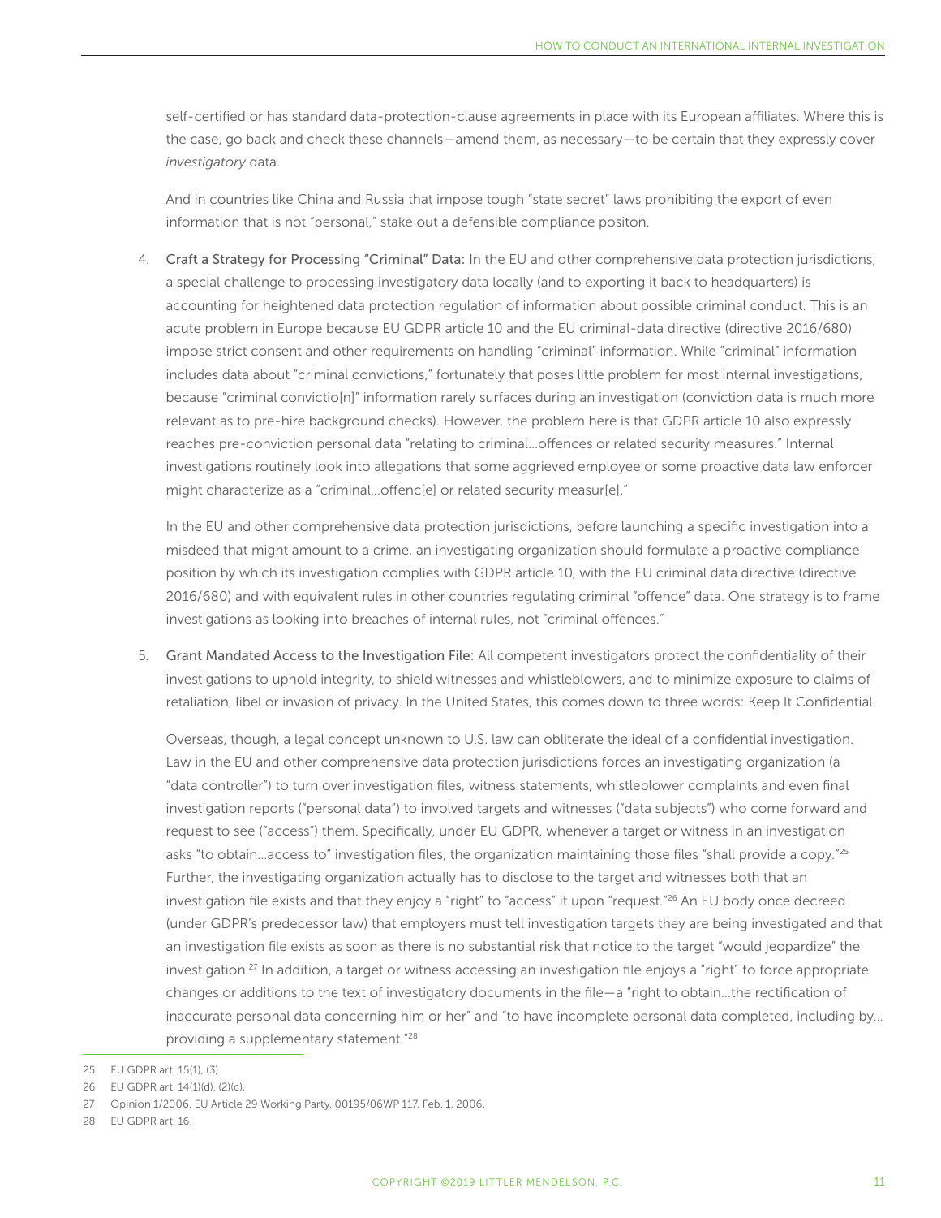self-certified or has standard data-protection-clause agreements in place with its European affiliates. Where this is the case, go back and check these channels—amend them, as necessary—to be certain that they expressly cover *investigatory* data.

And in countries like China and Russia that impose tough "state secret" laws prohibiting the export of even information that is not "personal," stake out a defensible compliance positon.

4. Craft a Strategy for Processing "Criminal" Data: In the EU and other comprehensive data protection jurisdictions, a special challenge to processing investigatory data locally (and to exporting it back to headquarters) is accounting for heightened data protection regulation of information about possible criminal conduct. This is an acute problem in Europe because EU GDPR article 10 and the EU criminal-data directive (directive 2016/680) impose strict consent and other requirements on handling "criminal" information. While "criminal" information includes data about "criminal convictions," fortunately that poses little problem for most internal investigations, because "criminal convictio[n]" information rarely surfaces during an investigation (conviction data is much more relevant as to pre-hire background checks). However, the problem here is that GDPR article 10 also expressly reaches pre-conviction personal data "relating to criminal…offences or related security measures." Internal investigations routinely look into allegations that some aggrieved employee or some proactive data law enforcer might characterize as a "criminal…offenc[e] or related security measur[e]."

   In the EU and other comprehensive data protection jurisdictions, before launching a specific investigation into a misdeed that might amount to a crime, an investigating organization should formulate a proactive compliance position by which its investigation complies with GDPR article 10, with the EU criminal data directive (directive 2016/680) and with equivalent rules in other countries regulating criminal "offence" data. One strategy is to frame investigations as looking into breaches of internal rules, not "criminal offences."

5. Grant Mandated Access to the Investigation File: All competent investigators protect the confidentiality of their investigations to uphold integrity, to shield witnesses and whistleblowers, and to minimize exposure to claims of retaliation, libel or invasion of privacy. In the United States, this comes down to three words: Keep It Confidential.

   Overseas, though, a legal concept unknown to U.S. law can obliterate the ideal of a confidential investigation. Law in the EU and other comprehensive data protection jurisdictions forces an investigating organization (a "data controller") to turn over investigation files, witness statements, whistleblower complaints and even final investigation reports ("personal data") to involved targets and witnesses ("data subjects") who come forward and request to see ("access") them. Specifically, under EU GDPR, whenever a target or witness in an investigation asks "to obtain…access to" investigation files, the organization maintaining those files "shall provide a copy."[25] Further, the investigating organization actually has to disclose to the target and witnesses both that an investigation file exists and that they enjoy a "right" to "access" it upon "request."[26] An EU body once decreed (under GDPR's predecessor law) that employers must tell investigation targets they are being investigated and that an investigation file exists as soon as there is no substantial risk that notice to the target "would jeopardize" the investigation.[27] In addition, a target or witness accessing an investigation file enjoys a "right" to force appropriate changes or additions to the text of investigatory documents in the file—a "right to obtain…the rectification of inaccurate personal data concerning him or her" and "to have incomplete personal data completed, including by… providing a supplementary statement."[28]

---

25 EU GDPR art. 15(1), (3).

26 EU GDPR art. 14(1)(d), (2)(c).

27 Opinion 1/2006, EU Article 29 Working Party, 00195/06WP 117, Feb. 1, 2006.

28 EU GDPR art. 16.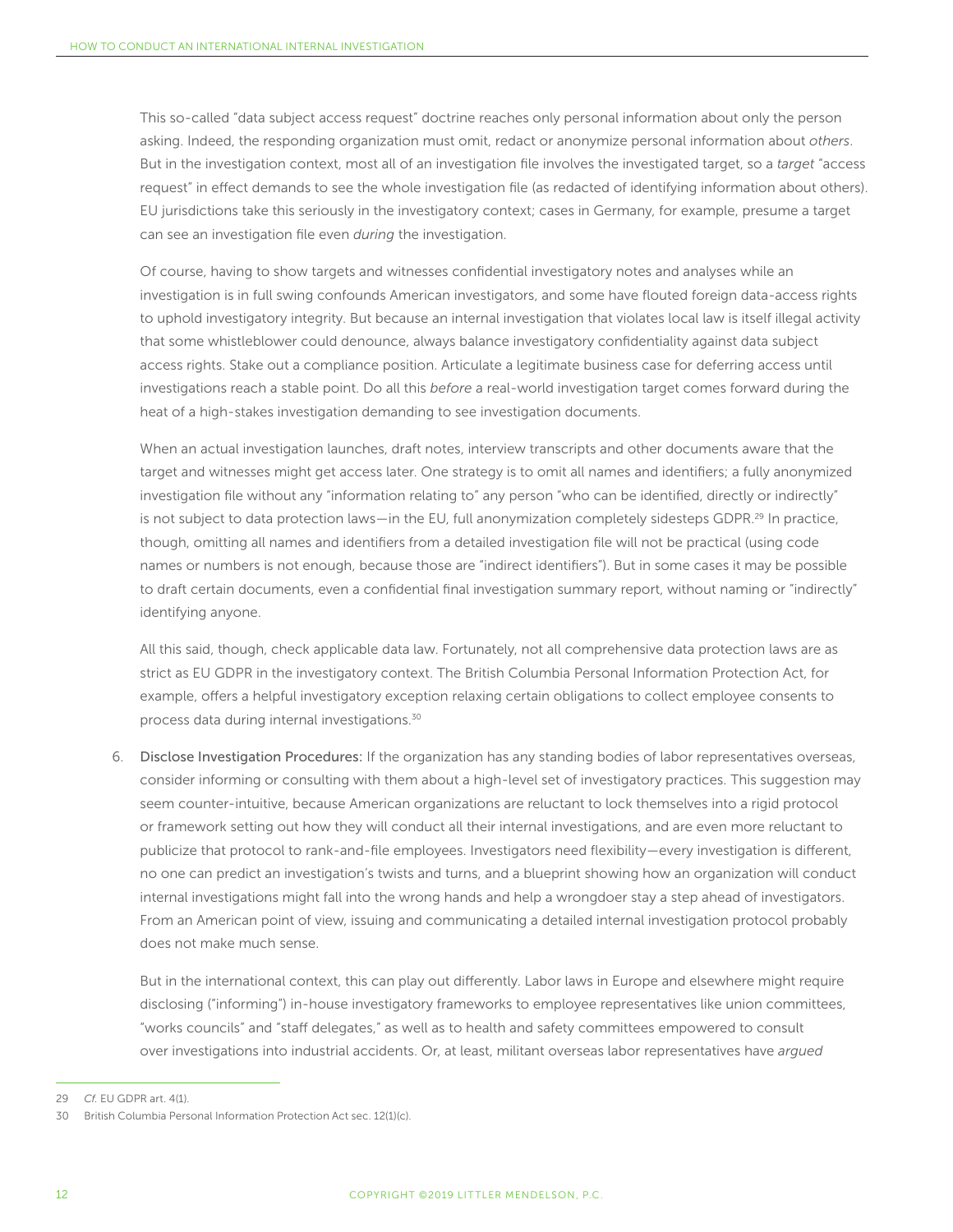This so-called "data subject access request" doctrine reaches only personal information about only the person asking. Indeed, the responding organization must omit, redact or anonymize personal information about *others*. But in the investigation context, most all of an investigation file involves the investigated target, so a *target* "access request" in effect demands to see the whole investigation file (as redacted of identifying information about others). EU jurisdictions take this seriously in the investigatory context; cases in Germany, for example, presume a target can see an investigation file even *during* the investigation.

Of course, having to show targets and witnesses confidential investigatory notes and analyses while an investigation is in full swing confounds American investigators, and some have flouted foreign data-access rights to uphold investigatory integrity. But because an internal investigation that violates local law is itself illegal activity that some whistleblower could denounce, always balance investigatory confidentiality against data subject access rights. Stake out a compliance position. Articulate a legitimate business case for deferring access until investigations reach a stable point. Do all this *before* a real-world investigation target comes forward during the heat of a high-stakes investigation demanding to see investigation documents.

When an actual investigation launches, draft notes, interview transcripts and other documents aware that the target and witnesses might get access later. One strategy is to omit all names and identifiers; a fully anonymized investigation file without any "information relating to" any person "who can be identified, directly or indirectly" is not subject to data protection laws—in the EU, full anonymization completely sidesteps GDPR.[29] In practice, though, omitting all names and identifiers from a detailed investigation file will not be practical (using code names or numbers is not enough, because those are "indirect identifiers"). But in some cases it may be possible to draft certain documents, even a confidential final investigation summary report, without naming or "indirectly" identifying anyone.

All this said, though, check applicable data law. Fortunately, not all comprehensive data protection laws are as strict as EU GDPR in the investigatory context. The British Columbia Personal Information Protection Act, for example, offers a helpful investigatory exception relaxing certain obligations to collect employee consents to process data during internal investigations.[30]

6. Disclose Investigation Procedures: If the organization has any standing bodies of labor representatives overseas, consider informing or consulting with them about a high-level set of investigatory practices. This suggestion may seem counter-intuitive, because American organizations are reluctant to lock themselves into a rigid protocol or framework setting out how they will conduct all their internal investigations, and are even more reluctant to publicize that protocol to rank-and-file employees. Investigators need flexibility—every investigation is different, no one can predict an investigation's twists and turns, and a blueprint showing how an organization will conduct internal investigations might fall into the wrong hands and help a wrongdoer stay a step ahead of investigators. From an American point of view, issuing and communicating a detailed internal investigation protocol probably does not make much sense.

   But in the international context, this can play out differently. Labor laws in Europe and elsewhere might require disclosing ("informing") in-house investigatory frameworks to employee representatives like union committees, "works councils" and "staff delegates," as well as to health and safety committees empowered to consult over investigations into industrial accidents. Or, at least, militant overseas labor representatives have *argued*

---

29 *Cf.* EU GDPR art. 4(1).

30 British Columbia Personal Information Protection Act sec. 12(1)(c).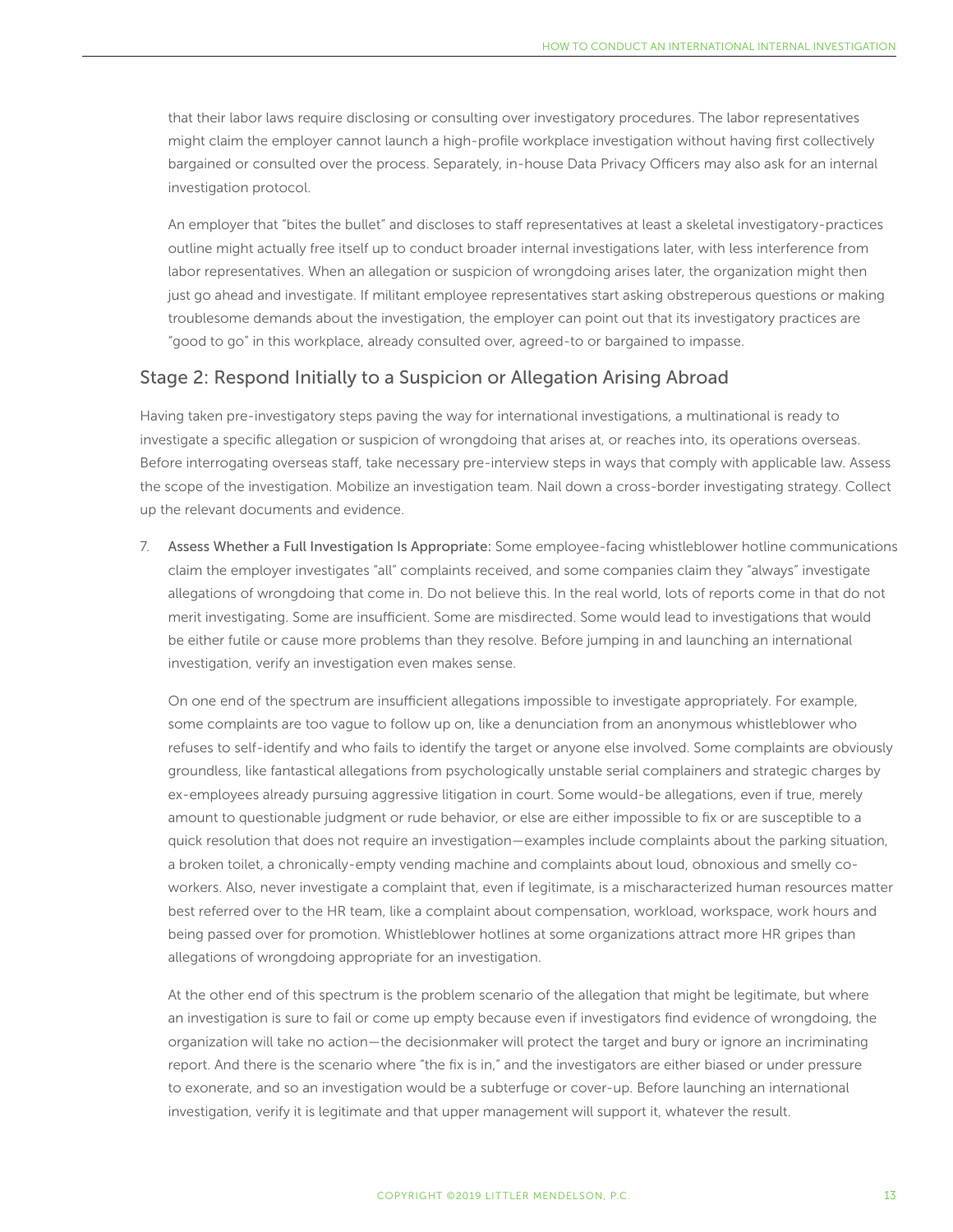that their labor laws require disclosing or consulting over investigatory procedures. The labor representatives might claim the employer cannot launch a high-profile workplace investigation without having first collectively bargained or consulted over the process. Separately, in-house Data Privacy Officers may also ask for an internal investigation protocol.

An employer that "bites the bullet" and discloses to staff representatives at least a skeletal investigatory-practices outline might actually free itself up to conduct broader internal investigations later, with less interference from labor representatives. When an allegation or suspicion of wrongdoing arises later, the organization might then just go ahead and investigate. If militant employee representatives start asking obstreperous questions or making troublesome demands about the investigation, the employer can point out that its investigatory practices are "good to go" in this workplace, already consulted over, agreed-to or bargained to impasse.

## Stage 2: Respond Initially to a Suspicion or Allegation Arising Abroad

Having taken pre-investigatory steps paving the way for international investigations, a multinational is ready to investigate a specific allegation or suspicion of wrongdoing that arises at, or reaches into, its operations overseas. Before interrogating overseas staff, take necessary pre-interview steps in ways that comply with applicable law. Assess the scope of the investigation. Mobilize an investigation team. Nail down a cross-border investigating strategy. Collect up the relevant documents and evidence.

7. **Assess Whether a Full Investigation Is Appropriate:** Some employee-facing whistleblower hotline communications claim the employer investigates "all" complaints received, and some companies claim they "always" investigate allegations of wrongdoing that come in. Do not believe this. In the real world, lots of reports come in that do not merit investigating. Some are insufficient. Some are misdirected. Some would lead to investigations that would be either futile or cause more problems than they resolve. Before jumping in and launching an international investigation, verify an investigation even makes sense.

   On one end of the spectrum are insufficient allegations impossible to investigate appropriately. For example, some complaints are too vague to follow up on, like a denunciation from an anonymous whistleblower who refuses to self-identify and who fails to identify the target or anyone else involved. Some complaints are obviously groundless, like fantastical allegations from psychologically unstable serial complainers and strategic charges by ex-employees already pursuing aggressive litigation in court. Some would-be allegations, even if true, merely amount to questionable judgment or rude behavior, or else are either impossible to fix or are susceptible to a quick resolution that does not require an investigation—examples include complaints about the parking situation, a broken toilet, a chronically-empty vending machine and complaints about loud, obnoxious and smelly co-workers. Also, never investigate a complaint that, even if legitimate, is a mischaracterized human resources matter best referred over to the HR team, like a complaint about compensation, workload, workspace, work hours and being passed over for promotion. Whistleblower hotlines at some organizations attract more HR gripes than allegations of wrongdoing appropriate for an investigation.

   At the other end of this spectrum is the problem scenario of the allegation that might be legitimate, but where an investigation is sure to fail or come up empty because even if investigators find evidence of wrongdoing, the organization will take no action—the decisionmaker will protect the target and bury or ignore an incriminating report. And there is the scenario where "the fix is in," and the investigators are either biased or under pressure to exonerate, and so an investigation would be a subterfuge or cover-up. Before launching an international investigation, verify it is legitimate and that upper management will support it, whatever the result.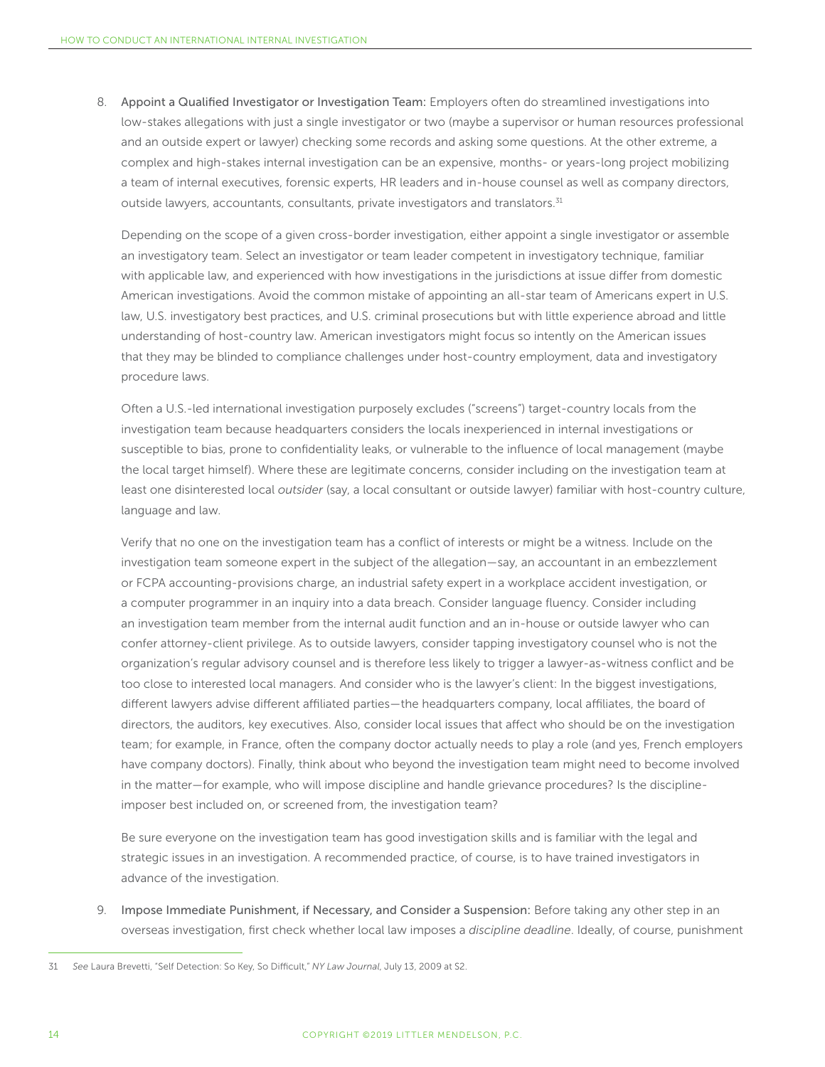8. **Appoint a Qualified Investigator or Investigation Team:** Employers often do streamlined investigations into low-stakes allegations with just a single investigator or two (maybe a supervisor or human resources professional and an outside expert or lawyer) checking some records and asking some questions. At the other extreme, a complex and high-stakes internal investigation can be an expensive, months- or years-long project mobilizing a team of internal executives, forensic experts, HR leaders and in-house counsel as well as company directors, outside lawyers, accountants, consultants, private investigators and translators.[31]

   Depending on the scope of a given cross-border investigation, either appoint a single investigator or assemble an investigatory team. Select an investigator or team leader competent in investigatory technique, familiar with applicable law, and experienced with how investigations in the jurisdictions at issue differ from domestic American investigations. Avoid the common mistake of appointing an all-star team of Americans expert in U.S. law, U.S. investigatory best practices, and U.S. criminal prosecutions but with little experience abroad and little understanding of host-country law. American investigators might focus so intently on the American issues that they may be blinded to compliance challenges under host-country employment, data and investigatory procedure laws.

   Often a U.S.-led international investigation purposely excludes ("screens") target-country locals from the investigation team because headquarters considers the locals inexperienced in internal investigations or susceptible to bias, prone to confidentiality leaks, or vulnerable to the influence of local management (maybe the local target himself). Where these are legitimate concerns, consider including on the investigation team at least one disinterested local *outsider* (say, a local consultant or outside lawyer) familiar with host-country culture, language and law.

   Verify that no one on the investigation team has a conflict of interests or might be a witness. Include on the investigation team someone expert in the subject of the allegation—say, an accountant in an embezzlement or FCPA accounting-provisions charge, an industrial safety expert in a workplace accident investigation, or a computer programmer in an inquiry into a data breach. Consider language fluency. Consider including an investigation team member from the internal audit function and an in-house or outside lawyer who can confer attorney-client privilege. As to outside lawyers, consider tapping investigatory counsel who is not the organization's regular advisory counsel and is therefore less likely to trigger a lawyer-as-witness conflict and be too close to interested local managers. And consider who is the lawyer's client: In the biggest investigations, different lawyers advise different affiliated parties—the headquarters company, local affiliates, the board of directors, the auditors, key executives. Also, consider local issues that affect who should be on the investigation team; for example, in France, often the company doctor actually needs to play a role (and yes, French employers have company doctors). Finally, think about who beyond the investigation team might need to become involved in the matter—for example, who will impose discipline and handle grievance procedures? Is the discipline-imposer best included on, or screened from, the investigation team?

   Be sure everyone on the investigation team has good investigation skills and is familiar with the legal and strategic issues in an investigation. A recommended practice, of course, is to have trained investigators in advance of the investigation.

9. **Impose Immediate Punishment, if Necessary, and Consider a Suspension:** Before taking any other step in an overseas investigation, first check whether local law imposes a *discipline deadline*. Ideally, of course, punishment

---

31 *See* Laura Brevetti, "Self Detection: So Key, So Difficult," *NY Law Journal*, July 13, 2009 at S2.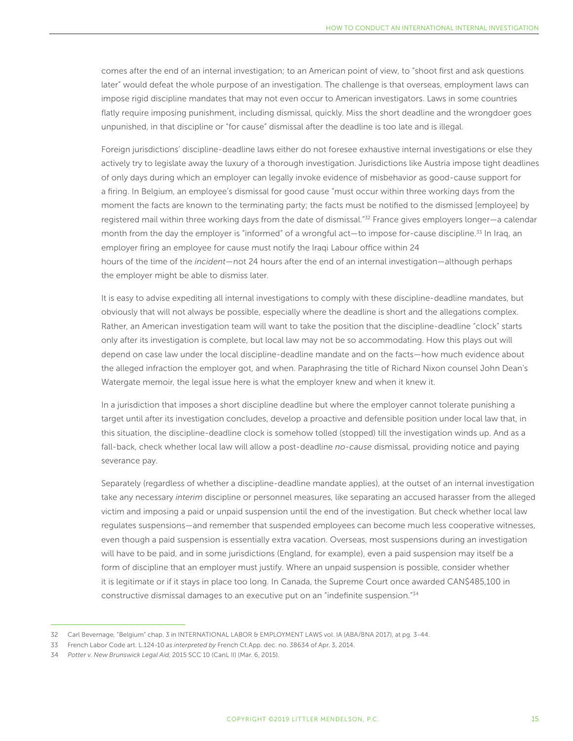comes after the end of an internal investigation; to an American point of view, to "shoot first and ask questions later" would defeat the whole purpose of an investigation. The challenge is that overseas, employment laws can impose rigid discipline mandates that may not even occur to American investigators. Laws in some countries flatly require imposing punishment, including dismissal, quickly. Miss the short deadline and the wrongdoer goes unpunished, in that discipline or "for cause" dismissal after the deadline is too late and is illegal.

Foreign jurisdictions' discipline-deadline laws either do not foresee exhaustive internal investigations or else they actively try to legislate away the luxury of a thorough investigation. Jurisdictions like Austria impose tight deadlines of only days during which an employer can legally invoke evidence of misbehavior as good-cause support for a firing. In Belgium, an employee's dismissal for good cause "must occur within three working days from the moment the facts are known to the terminating party; the facts must be notified to the dismissed [employee] by registered mail within three working days from the date of dismissal."[32] France gives employers longer—a calendar month from the day the employer is "informed" of a wrongful act—to impose for-cause discipline.[33] In Iraq, an employer firing an employee for cause must notify the Iraqi Labour office within 24 hours of the time of the *incident*—not 24 hours after the end of an internal investigation—although perhaps the employer might be able to dismiss later.

It is easy to advise expediting all internal investigations to comply with these discipline-deadline mandates, but obviously that will not always be possible, especially where the deadline is short and the allegations complex. Rather, an American investigation team will want to take the position that the discipline-deadline "clock" starts only after its investigation is complete, but local law may not be so accommodating. How this plays out will depend on case law under the local discipline-deadline mandate and on the facts—how much evidence about the alleged infraction the employer got, and when. Paraphrasing the title of Richard Nixon counsel John Dean's Watergate memoir, the legal issue here is what the employer knew and when it knew it.

In a jurisdiction that imposes a short discipline deadline but where the employer cannot tolerate punishing a target until after its investigation concludes, develop a proactive and defensible position under local law that, in this situation, the discipline-deadline clock is somehow tolled (stopped) till the investigation winds up. And as a fall-back, check whether local law will allow a post-deadline *no-cause* dismissal, providing notice and paying severance pay.

Separately (regardless of whether a discipline-deadline mandate applies), at the outset of an internal investigation take any necessary *interim* discipline or personnel measures, like separating an accused harasser from the alleged victim and imposing a paid or unpaid suspension until the end of the investigation. But check whether local law regulates suspensions—and remember that suspended employees can become much less cooperative witnesses, even though a paid suspension is essentially extra vacation. Overseas, most suspensions during an investigation will have to be paid, and in some jurisdictions (England, for example), even a paid suspension may itself be a form of discipline that an employer must justify. Where an unpaid suspension is possible, consider whether it is legitimate or if it stays in place too long. In Canada, the Supreme Court once awarded CAN$485,100 in constructive dismissal damages to an executive put on an "indefinite suspension."[34]

---

32 Carl Bevernage, "Belgium" chap. 3 in INTERNATIONAL LABOR & EMPLOYMENT LAWS vol. IA (ABA/BNA 2017), at pg. 3-44.

33 French Labor Code art. L.124-10 *as interpreted by* French Ct.App. dec. no. 38634 of Apr. 3, 2014.

34 *Potter v. New Brunswick Legal Aid*, 2015 SCC 10 (CanL II) (Mar. 6, 2015).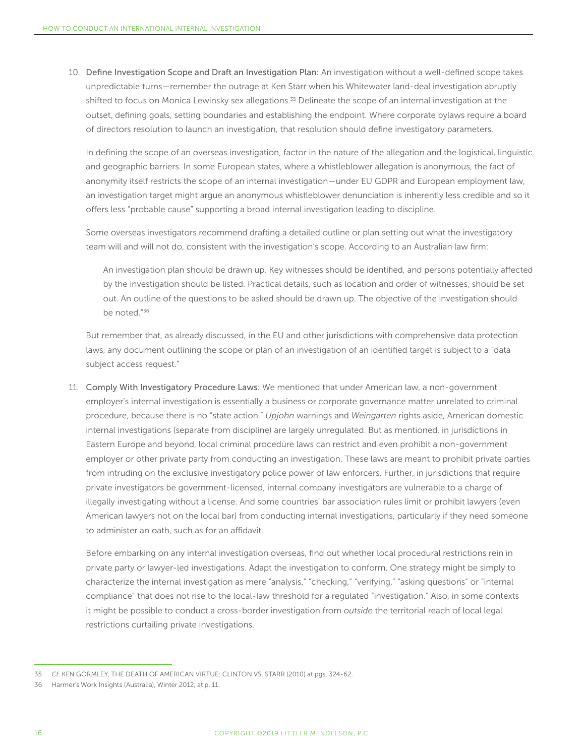10. **Define Investigation Scope and Draft an Investigation Plan:** An investigation without a well-defined scope takes unpredictable turns—remember the outrage at Ken Starr when his Whitewater land-deal investigation abruptly shifted to focus on Monica Lewinsky sex allegations.[35] Delineate the scope of an internal investigation at the outset, defining goals, setting boundaries and establishing the endpoint. Where corporate bylaws require a board of directors resolution to launch an investigation, that resolution should define investigatory parameters.

    In defining the scope of an overseas investigation, factor in the nature of the allegation and the logistical, linguistic and geographic barriers. In some European states, where a whistleblower allegation is anonymous, the fact of anonymity itself restricts the scope of an internal investigation—under EU GDPR and European employment law, an investigation target might argue an anonymous whistleblower denunciation is inherently less credible and so it offers less "probable cause" supporting a broad internal investigation leading to discipline.

    Some overseas investigators recommend drafting a detailed outline or plan setting out what the investigatory team will and will not do, consistent with the investigation's scope. According to an Australian law firm:

    > An investigation plan should be drawn up. Key witnesses should be identified, and persons potentially affected by the investigation should be listed. Practical details, such as location and order of witnesses, should be set out. An outline of the questions to be asked should be drawn up. The objective of the investigation should be noted."[36]

    But remember that, as already discussed, in the EU and other jurisdictions with comprehensive data protection laws, any document outlining the scope or plan of an investigation of an identified target is subject to a "data subject access request."

11. **Comply With Investigatory Procedure Laws:** We mentioned that under American law, a non-government employer's internal investigation is essentially a business or corporate governance matter unrelated to criminal procedure, because there is no "state action." *Upjohn* warnings and *Weingarten* rights aside, American domestic internal investigations (separate from discipline) are largely unregulated. But as mentioned, in jurisdictions in Eastern Europe and beyond, local criminal procedure laws can restrict and even prohibit a non-government employer or other private party from conducting an investigation. These laws are meant to prohibit private parties from intruding on the exclusive investigatory police power of law enforcers. Further, in jurisdictions that require private investigators be government-licensed, internal company investigators are vulnerable to a charge of illegally investigating without a license. And some countries' bar association rules limit or prohibit lawyers (even American lawyers not on the local bar) from conducting internal investigations, particularly if they need someone to administer an oath, such as for an affidavit.

    Before embarking on any internal investigation overseas, find out whether local procedural restrictions rein in private party or lawyer-led investigations. Adapt the investigation to conform. One strategy might be simply to characterize the internal investigation as mere "analysis," "checking," "verifying," "asking questions" or "internal compliance" that does not rise to the local-law threshold for a regulated "investigation." Also, in some contexts it might be possible to conduct a cross-border investigation from *outside* the territorial reach of local legal restrictions curtailing private investigations.

---

35 *Cf.* KEN GORMLEY, THE DEATH OF AMERICAN VIRTUE: CLINTON VS. STARR (2010) at pgs. 324-62.

36 Harmer's Work Insights (Australia), Winter 2012, at p. 11.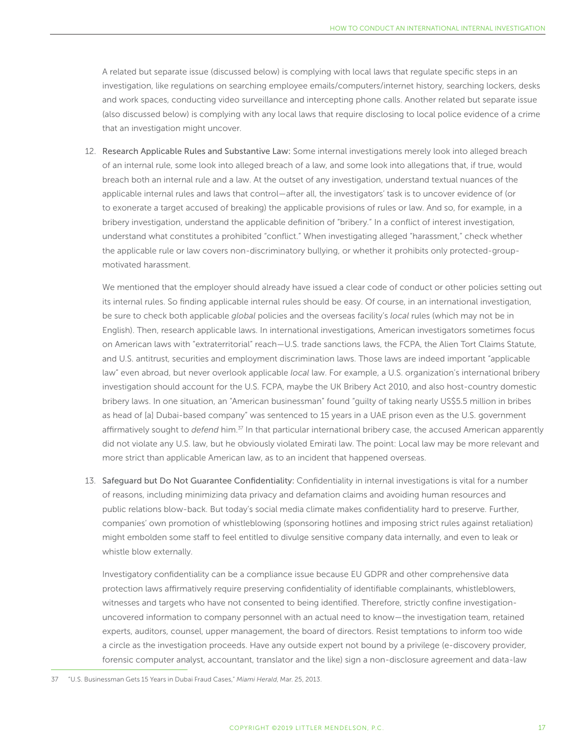A related but separate issue (discussed below) is complying with local laws that regulate specific steps in an investigation, like regulations on searching employee emails/computers/internet history, searching lockers, desks and work spaces, conducting video surveillance and intercepting phone calls. Another related but separate issue (also discussed below) is complying with any local laws that require disclosing to local police evidence of a crime that an investigation might uncover.

12. Research Applicable Rules and Substantive Law: Some internal investigations merely look into alleged breach of an internal rule, some look into alleged breach of a law, and some look into allegations that, if true, would breach both an internal rule and a law. At the outset of any investigation, understand textual nuances of the applicable internal rules and laws that control—after all, the investigators' task is to uncover evidence of (or to exonerate a target accused of breaking) the applicable provisions of rules or law. And so, for example, in a bribery investigation, understand the applicable definition of "bribery." In a conflict of interest investigation, understand what constitutes a prohibited "conflict." When investigating alleged "harassment," check whether the applicable rule or law covers non-discriminatory bullying, or whether it prohibits only protected-group-motivated harassment.

    We mentioned that the employer should already have issued a clear code of conduct or other policies setting out its internal rules. So finding applicable internal rules should be easy. Of course, in an international investigation, be sure to check both applicable *global* policies and the overseas facility's *local* rules (which may not be in English). Then, research applicable laws. In international investigations, American investigators sometimes focus on American laws with "extraterritorial" reach—U.S. trade sanctions laws, the FCPA, the Alien Tort Claims Statute, and U.S. antitrust, securities and employment discrimination laws. Those laws are indeed important "applicable law" even abroad, but never overlook applicable *local* law. For example, a U.S. organization's international bribery investigation should account for the U.S. FCPA, maybe the UK Bribery Act 2010, and also host-country domestic bribery laws. In one situation, an "American businessman" found "guilty of taking nearly US$5.5 million in bribes as head of [a] Dubai-based company" was sentenced to 15 years in a UAE prison even as the U.S. government affirmatively sought to *defend* him.[37] In that particular international bribery case, the accused American apparently did not violate any U.S. law, but he obviously violated Emirati law. The point: Local law may be more relevant and more strict than applicable American law, as to an incident that happened overseas.

13. Safeguard but Do Not Guarantee Confidentiality: Confidentiality in internal investigations is vital for a number of reasons, including minimizing data privacy and defamation claims and avoiding human resources and public relations blow-back. But today's social media climate makes confidentiality hard to preserve. Further, companies' own promotion of whistleblowing (sponsoring hotlines and imposing strict rules against retaliation) might embolden some staff to feel entitled to divulge sensitive company data internally, and even to leak or whistle blow externally.

    Investigatory confidentiality can be a compliance issue because EU GDPR and other comprehensive data protection laws affirmatively require preserving confidentiality of identifiable complainants, whistleblowers, witnesses and targets who have not consented to being identified. Therefore, strictly confine investigation-uncovered information to company personnel with an actual need to know—the investigation team, retained experts, auditors, counsel, upper management, the board of directors. Resist temptations to inform too wide a circle as the investigation proceeds. Have any outside expert not bound by a privilege (e-discovery provider, forensic computer analyst, accountant, translator and the like) sign a non-disclosure agreement and data-law

---

37 "U.S. Businessman Gets 15 Years in Dubai Fraud Cases," *Miami Herald*, Mar. 25, 2013.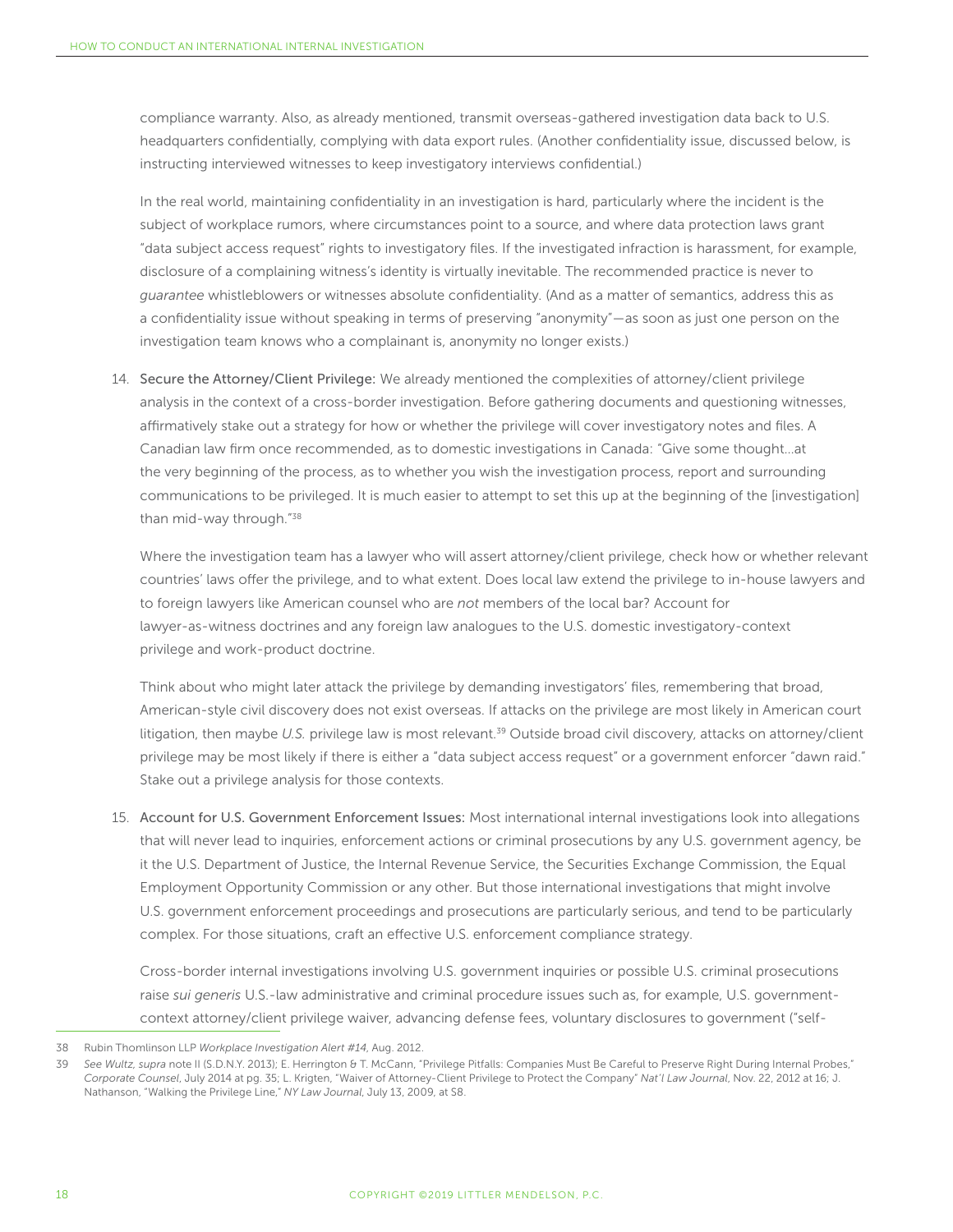compliance warranty. Also, as already mentioned, transmit overseas-gathered investigation data back to U.S. headquarters confidentially, complying with data export rules. (Another confidentiality issue, discussed below, is instructing interviewed witnesses to keep investigatory interviews confidential.)

In the real world, maintaining confidentiality in an investigation is hard, particularly where the incident is the subject of workplace rumors, where circumstances point to a source, and where data protection laws grant "data subject access request" rights to investigatory files. If the investigated infraction is harassment, for example, disclosure of a complaining witness's identity is virtually inevitable. The recommended practice is never to *guarantee* whistleblowers or witnesses absolute confidentiality. (And as a matter of semantics, address this as a confidentiality issue without speaking in terms of preserving "anonymity"—as soon as just one person on the investigation team knows who a complainant is, anonymity no longer exists.)

14. Secure the Attorney/Client Privilege: We already mentioned the complexities of attorney/client privilege analysis in the context of a cross-border investigation. Before gathering documents and questioning witnesses, affirmatively stake out a strategy for how or whether the privilege will cover investigatory notes and files. A Canadian law firm once recommended, as to domestic investigations in Canada: "Give some thought…at the very beginning of the process, as to whether you wish the investigation process, report and surrounding communications to be privileged. It is much easier to attempt to set this up at the beginning of the [investigation] than mid-way through."[38]

    Where the investigation team has a lawyer who will assert attorney/client privilege, check how or whether relevant countries' laws offer the privilege, and to what extent. Does local law extend the privilege to in-house lawyers and to foreign lawyers like American counsel who are *not* members of the local bar? Account for lawyer-as-witness doctrines and any foreign law analogues to the U.S. domestic investigatory-context privilege and work-product doctrine.

    Think about who might later attack the privilege by demanding investigators' files, remembering that broad, American-style civil discovery does not exist overseas. If attacks on the privilege are most likely in American court litigation, then maybe *U.S.* privilege law is most relevant.[39] Outside broad civil discovery, attacks on attorney/client privilege may be most likely if there is either a "data subject access request" or a government enforcer "dawn raid." Stake out a privilege analysis for those contexts.

15. Account for U.S. Government Enforcement Issues: Most international internal investigations look into allegations that will never lead to inquiries, enforcement actions or criminal prosecutions by any U.S. government agency, be it the U.S. Department of Justice, the Internal Revenue Service, the Securities Exchange Commission, the Equal Employment Opportunity Commission or any other. But those international investigations that might involve U.S. government enforcement proceedings and prosecutions are particularly serious, and tend to be particularly complex. For those situations, craft an effective U.S. enforcement compliance strategy.

    Cross-border internal investigations involving U.S. government inquiries or possible U.S. criminal prosecutions raise *sui generis* U.S.-law administrative and criminal procedure issues such as, for example, U.S. government-context attorney/client privilege waiver, advancing defense fees, voluntary disclosures to government ("self-

---

38 Rubin Thomlinson LLP *Workplace Investigation Alert #14*, Aug. 2012.

39 *See Wultz, supra* note II (S.D.N.Y. 2013); E. Herrington & T. McCann, "Privilege Pitfalls: Companies Must Be Careful to Preserve Right During Internal Probes," *Corporate Counsel*, July 2014 at pg. 35; L. Krigten, "Waiver of Attorney-Client Privilege to Protect the Company" *Nat'l Law Journal*, Nov. 22, 2012 at 16; J. Nathanson, "Walking the Privilege Line," *NY Law Journal*, July 13, 2009, at S8.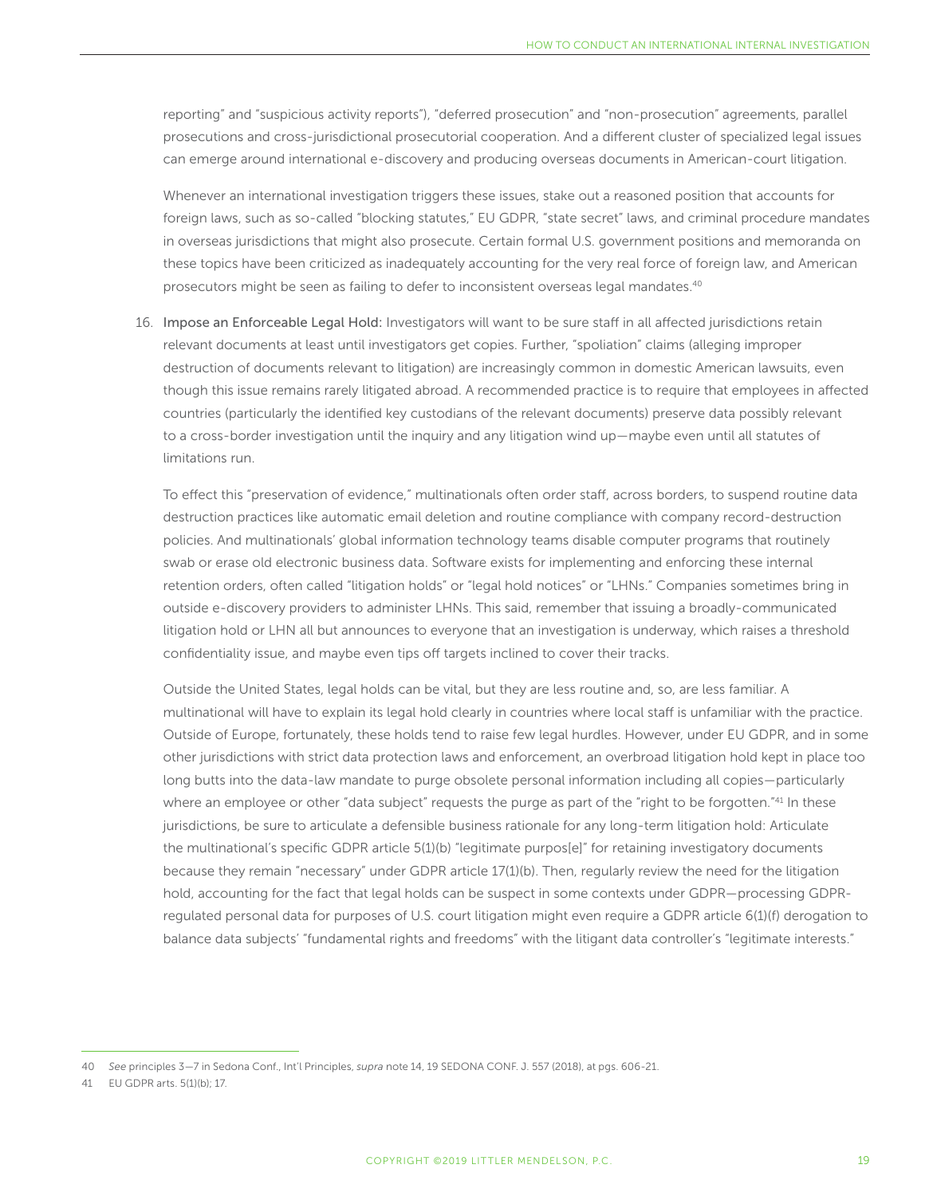reporting" and "suspicious activity reports"), "deferred prosecution" and "non-prosecution" agreements, parallel prosecutions and cross-jurisdictional prosecutorial cooperation. And a different cluster of specialized legal issues can emerge around international e-discovery and producing overseas documents in American-court litigation.

Whenever an international investigation triggers these issues, stake out a reasoned position that accounts for foreign laws, such as so-called "blocking statutes," EU GDPR, "state secret" laws, and criminal procedure mandates in overseas jurisdictions that might also prosecute. Certain formal U.S. government positions and memoranda on these topics have been criticized as inadequately accounting for the very real force of foreign law, and American prosecutors might be seen as failing to defer to inconsistent overseas legal mandates.[40]

16. **Impose an Enforceable Legal Hold:** Investigators will want to be sure staff in all affected jurisdictions retain relevant documents at least until investigators get copies. Further, "spoliation" claims (alleging improper destruction of documents relevant to litigation) are increasingly common in domestic American lawsuits, even though this issue remains rarely litigated abroad. A recommended practice is to require that employees in affected countries (particularly the identified key custodians of the relevant documents) preserve data possibly relevant to a cross-border investigation until the inquiry and any litigation wind up—maybe even until all statutes of limitations run.

    To effect this "preservation of evidence," multinationals often order staff, across borders, to suspend routine data destruction practices like automatic email deletion and routine compliance with company record-destruction policies. And multinationals' global information technology teams disable computer programs that routinely swab or erase old electronic business data. Software exists for implementing and enforcing these internal retention orders, often called "litigation holds" or "legal hold notices" or "LHNs." Companies sometimes bring in outside e-discovery providers to administer LHNs. This said, remember that issuing a broadly-communicated litigation hold or LHN all but announces to everyone that an investigation is underway, which raises a threshold confidentiality issue, and maybe even tips off targets inclined to cover their tracks.

    Outside the United States, legal holds can be vital, but they are less routine and, so, are less familiar. A multinational will have to explain its legal hold clearly in countries where local staff is unfamiliar with the practice. Outside of Europe, fortunately, these holds tend to raise few legal hurdles. However, under EU GDPR, and in some other jurisdictions with strict data protection laws and enforcement, an overbroad litigation hold kept in place too long butts into the data-law mandate to purge obsolete personal information including all copies—particularly where an employee or other "data subject" requests the purge as part of the "right to be forgotten."[41] In these jurisdictions, be sure to articulate a defensible business rationale for any long-term litigation hold: Articulate the multinational's specific GDPR article 5(1)(b) "legitimate purpos[e]" for retaining investigatory documents because they remain "necessary" under GDPR article 17(1)(b). Then, regularly review the need for the litigation hold, accounting for the fact that legal holds can be suspect in some contexts under GDPR—processing GDPR-regulated personal data for purposes of U.S. court litigation might even require a GDPR article 6(1)(f) derogation to balance data subjects' "fundamental rights and freedoms" with the litigant data controller's "legitimate interests."

---

40 *See* principles 3–7 in Sedona Conf., Int'l Principles, *supra* note 14, 19 SEDONA CONF. J. 557 (2018), at pgs. 606-21.

41 EU GDPR arts. 5(1)(b); 17.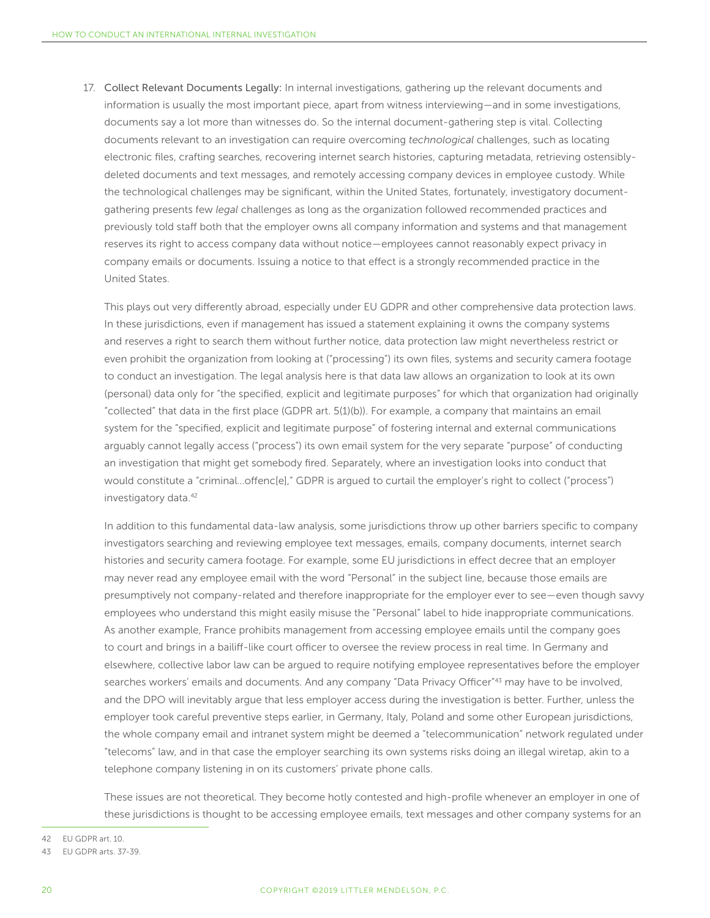17. **Collect Relevant Documents Legally:** In internal investigations, gathering up the relevant documents and information is usually the most important piece, apart from witness interviewing—and in some investigations, documents say a lot more than witnesses do. So the internal document-gathering step is vital. Collecting documents relevant to an investigation can require overcoming *technological* challenges, such as locating electronic files, crafting searches, recovering internet search histories, capturing metadata, retrieving ostensibly-deleted documents and text messages, and remotely accessing company devices in employee custody. While the technological challenges may be significant, within the United States, fortunately, investigatory document-gathering presents few *legal* challenges as long as the organization followed recommended practices and previously told staff both that the employer owns all company information and systems and that management reserves its right to access company data without notice—employees cannot reasonably expect privacy in company emails or documents. Issuing a notice to that effect is a strongly recommended practice in the United States.

    This plays out very differently abroad, especially under EU GDPR and other comprehensive data protection laws. In these jurisdictions, even if management has issued a statement explaining it owns the company systems and reserves a right to search them without further notice, data protection law might nevertheless restrict or even prohibit the organization from looking at ("processing") its own files, systems and security camera footage to conduct an investigation. The legal analysis here is that data law allows an organization to look at its own (personal) data only for "the specified, explicit and legitimate purposes" for which that organization had originally "collected" that data in the first place (GDPR art. 5(1)(b)). For example, a company that maintains an email system for the "specified, explicit and legitimate purpose" of fostering internal and external communications arguably cannot legally access ("process") its own email system for the very separate "purpose" of conducting an investigation that might get somebody fired. Separately, where an investigation looks into conduct that would constitute a "criminal…offenc[e]," GDPR is argued to curtail the employer's right to collect ("process") investigatory data.[42]

    In addition to this fundamental data-law analysis, some jurisdictions throw up other barriers specific to company investigators searching and reviewing employee text messages, emails, company documents, internet search histories and security camera footage. For example, some EU jurisdictions in effect decree that an employer may never read any employee email with the word "Personal" in the subject line, because those emails are presumptively not company-related and therefore inappropriate for the employer ever to see—even though savvy employees who understand this might easily misuse the "Personal" label to hide inappropriate communications. As another example, France prohibits management from accessing employee emails until the company goes to court and brings in a bailiff-like court officer to oversee the review process in real time. In Germany and elsewhere, collective labor law can be argued to require notifying employee representatives before the employer searches workers' emails and documents. And any company "Data Privacy Officer"[43] may have to be involved, and the DPO will inevitably argue that less employer access during the investigation is better. Further, unless the employer took careful preventive steps earlier, in Germany, Italy, Poland and some other European jurisdictions, the whole company email and intranet system might be deemed a "telecommunication" network regulated under "telecoms" law, and in that case the employer searching its own systems risks doing an illegal wiretap, akin to a telephone company listening in on its customers' private phone calls.

    These issues are not theoretical. They become hotly contested and high-profile whenever an employer in one of these jurisdictions is thought to be accessing employee emails, text messages and other company systems for an

---

42 EU GDPR art. 10.

43 EU GDPR arts. 37-39.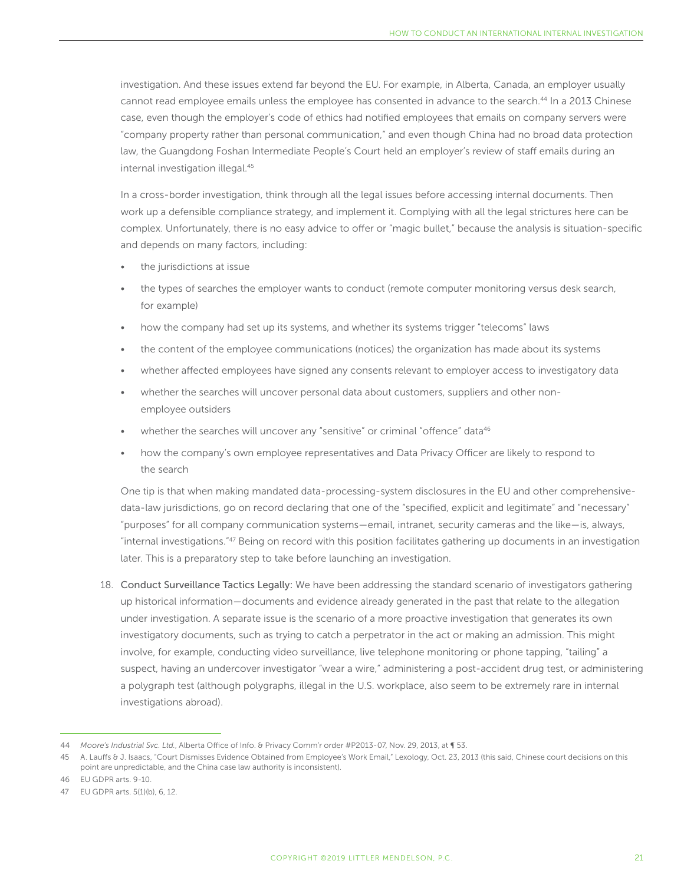investigation. And these issues extend far beyond the EU. For example, in Alberta, Canada, an employer usually cannot read employee emails unless the employee has consented in advance to the search.[44] In a 2013 Chinese case, even though the employer's code of ethics had notified employees that emails on company servers were "company property rather than personal communication," and even though China had no broad data protection law, the Guangdong Foshan Intermediate People's Court held an employer's review of staff emails during an internal investigation illegal.[45]

In a cross-border investigation, think through all the legal issues before accessing internal documents. Then work up a defensible compliance strategy, and implement it. Complying with all the legal strictures here can be complex. Unfortunately, there is no easy advice to offer or "magic bullet," because the analysis is situation-specific and depends on many factors, including:

- the jurisdictions at issue
- the types of searches the employer wants to conduct (remote computer monitoring versus desk search, for example)
- how the company had set up its systems, and whether its systems trigger "telecoms" laws
- the content of the employee communications (notices) the organization has made about its systems
- whether affected employees have signed any consents relevant to employer access to investigatory data
- whether the searches will uncover personal data about customers, suppliers and other non-employee outsiders
- whether the searches will uncover any "sensitive" or criminal "offence" data[46]
- how the company's own employee representatives and Data Privacy Officer are likely to respond to the search

One tip is that when making mandated data-processing-system disclosures in the EU and other comprehensive-data-law jurisdictions, go on record declaring that one of the "specified, explicit and legitimate" and "necessary" "purposes" for all company communication systems—email, intranet, security cameras and the like—is, always, "internal investigations."[47] Being on record with this position facilitates gathering up documents in an investigation later. This is a preparatory step to take before launching an investigation.

18. **Conduct Surveillance Tactics Legally:** We have been addressing the standard scenario of investigators gathering up historical information—documents and evidence already generated in the past that relate to the allegation under investigation. A separate issue is the scenario of a more proactive investigation that generates its own investigatory documents, such as trying to catch a perpetrator in the act or making an admission. This might involve, for example, conducting video surveillance, live telephone monitoring or phone tapping, "tailing" a suspect, having an undercover investigator "wear a wire," administering a post-accident drug test, or administering a polygraph test (although polygraphs, illegal in the U.S. workplace, also seem to be extremely rare in internal investigations abroad).

---

44 *Moore's Industrial Svc. Ltd.*, Alberta Office of Info. & Privacy Comm'r order #P2013-07, Nov. 29, 2013, at ¶ 53.

45 A. Lauffs & J. Isaacs, "Court Dismisses Evidence Obtained from Employee's Work Email," Lexology, Oct. 23, 2013 (this said, Chinese court decisions on this point are unpredictable, and the China case law authority is inconsistent).

46 EU GDPR arts. 9-10.

47 EU GDPR arts. 5(1)(b), 6, 12.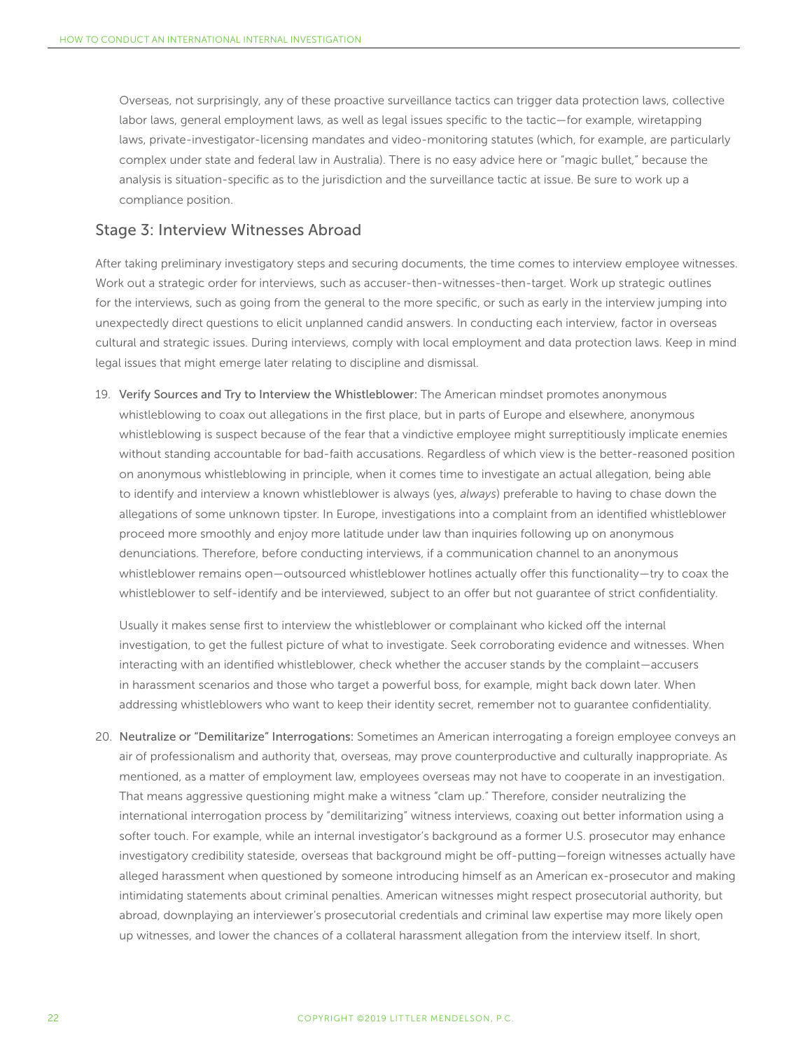Overseas, not surprisingly, any of these proactive surveillance tactics can trigger data protection laws, collective labor laws, general employment laws, as well as legal issues specific to the tactic—for example, wiretapping laws, private-investigator-licensing mandates and video-monitoring statutes (which, for example, are particularly complex under state and federal law in Australia). There is no easy advice here or "magic bullet," because the analysis is situation-specific as to the jurisdiction and the surveillance tactic at issue. Be sure to work up a compliance position.

## Stage 3: Interview Witnesses Abroad

After taking preliminary investigatory steps and securing documents, the time comes to interview employee witnesses. Work out a strategic order for interviews, such as accuser-then-witnesses-then-target. Work up strategic outlines for the interviews, such as going from the general to the more specific, or such as early in the interview jumping into unexpectedly direct questions to elicit unplanned candid answers. In conducting each interview, factor in overseas cultural and strategic issues. During interviews, comply with local employment and data protection laws. Keep in mind legal issues that might emerge later relating to discipline and dismissal.

19. Verify Sources and Try to Interview the Whistleblower: The American mindset promotes anonymous whistleblowing to coax out allegations in the first place, but in parts of Europe and elsewhere, anonymous whistleblowing is suspect because of the fear that a vindictive employee might surreptitiously implicate enemies without standing accountable for bad-faith accusations. Regardless of which view is the better-reasoned position on anonymous whistleblowing in principle, when it comes time to investigate an actual allegation, being able to identify and interview a known whistleblower is always (yes, *always*) preferable to having to chase down the allegations of some unknown tipster. In Europe, investigations into a complaint from an identified whistleblower proceed more smoothly and enjoy more latitude under law than inquiries following up on anonymous denunciations. Therefore, before conducting interviews, if a communication channel to an anonymous whistleblower remains open—outsourced whistleblower hotlines actually offer this functionality—try to coax the whistleblower to self-identify and be interviewed, subject to an offer but not guarantee of strict confidentiality.

    Usually it makes sense first to interview the whistleblower or complainant who kicked off the internal investigation, to get the fullest picture of what to investigate. Seek corroborating evidence and witnesses. When interacting with an identified whistleblower, check whether the accuser stands by the complaint—accusers in harassment scenarios and those who target a powerful boss, for example, might back down later. When addressing whistleblowers who want to keep their identity secret, remember not to guarantee confidentiality.

20. Neutralize or "Demilitarize" Interrogations: Sometimes an American interrogating a foreign employee conveys an air of professionalism and authority that, overseas, may prove counterproductive and culturally inappropriate. As mentioned, as a matter of employment law, employees overseas may not have to cooperate in an investigation. That means aggressive questioning might make a witness "clam up." Therefore, consider neutralizing the international interrogation process by "demilitarizing" witness interviews, coaxing out better information using a softer touch. For example, while an internal investigator's background as a former U.S. prosecutor may enhance investigatory credibility stateside, overseas that background might be off-putting—foreign witnesses actually have alleged harassment when questioned by someone introducing himself as an American ex-prosecutor and making intimidating statements about criminal penalties. American witnesses might respect prosecutorial authority, but abroad, downplaying an interviewer's prosecutorial credentials and criminal law expertise may more likely open up witnesses, and lower the chances of a collateral harassment allegation from the interview itself. In short,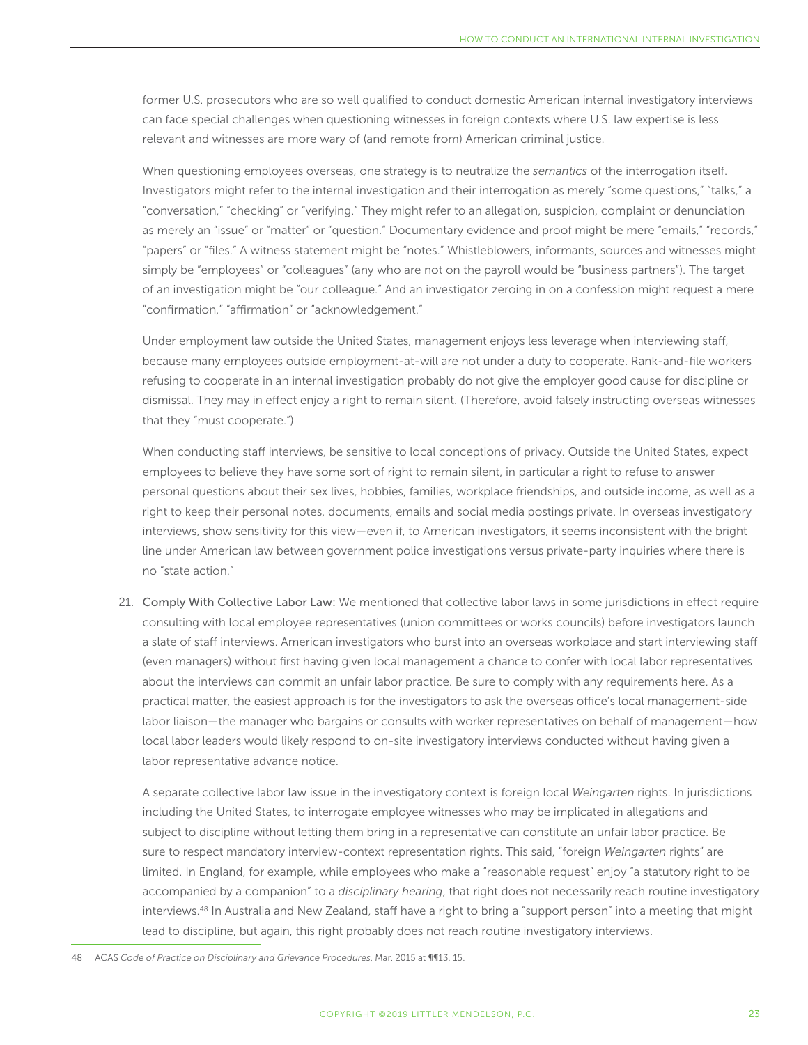former U.S. prosecutors who are so well qualified to conduct domestic American internal investigatory interviews can face special challenges when questioning witnesses in foreign contexts where U.S. law expertise is less relevant and witnesses are more wary of (and remote from) American criminal justice.

When questioning employees overseas, one strategy is to neutralize the *semantics* of the interrogation itself. Investigators might refer to the internal investigation and their interrogation as merely "some questions," "talks," a "conversation," "checking" or "verifying." They might refer to an allegation, suspicion, complaint or denunciation as merely an "issue" or "matter" or "question." Documentary evidence and proof might be mere "emails," "records," "papers" or "files." A witness statement might be "notes." Whistleblowers, informants, sources and witnesses might simply be "employees" or "colleagues" (any who are not on the payroll would be "business partners"). The target of an investigation might be "our colleague." And an investigator zeroing in on a confession might request a mere "confirmation," "affirmation" or "acknowledgement."

Under employment law outside the United States, management enjoys less leverage when interviewing staff, because many employees outside employment-at-will are not under a duty to cooperate. Rank-and-file workers refusing to cooperate in an internal investigation probably do not give the employer good cause for discipline or dismissal. They may in effect enjoy a right to remain silent. (Therefore, avoid falsely instructing overseas witnesses that they "must cooperate.")

When conducting staff interviews, be sensitive to local conceptions of privacy. Outside the United States, expect employees to believe they have some sort of right to remain silent, in particular a right to refuse to answer personal questions about their sex lives, hobbies, families, workplace friendships, and outside income, as well as a right to keep their personal notes, documents, emails and social media postings private. In overseas investigatory interviews, show sensitivity for this view—even if, to American investigators, it seems inconsistent with the bright line under American law between government police investigations versus private-party inquiries where there is no "state action."

21. **Comply With Collective Labor Law:** We mentioned that collective labor laws in some jurisdictions in effect require consulting with local employee representatives (union committees or works councils) before investigators launch a slate of staff interviews. American investigators who burst into an overseas workplace and start interviewing staff (even managers) without first having given local management a chance to confer with local labor representatives about the interviews can commit an unfair labor practice. Be sure to comply with any requirements here. As a practical matter, the easiest approach is for the investigators to ask the overseas office's local management-side labor liaison—the manager who bargains or consults with worker representatives on behalf of management—how local labor leaders would likely respond to on-site investigatory interviews conducted without having given a labor representative advance notice.

    A separate collective labor law issue in the investigatory context is foreign local *Weingarten* rights. In jurisdictions including the United States, to interrogate employee witnesses who may be implicated in allegations and subject to discipline without letting them bring in a representative can constitute an unfair labor practice. Be sure to respect mandatory interview-context representation rights. This said, "foreign *Weingarten* rights" are limited. In England, for example, while employees who make a "reasonable request" enjoy "a statutory right to be accompanied by a companion" to a *disciplinary hearing*, that right does not necessarily reach routine investigatory interviews.[48] In Australia and New Zealand, staff have a right to bring a "support person" into a meeting that might lead to discipline, but again, this right probably does not reach routine investigatory interviews.

48 ACAS *Code of Practice on Disciplinary and Grievance Procedures*, Mar. 2015 at ¶¶13, 15.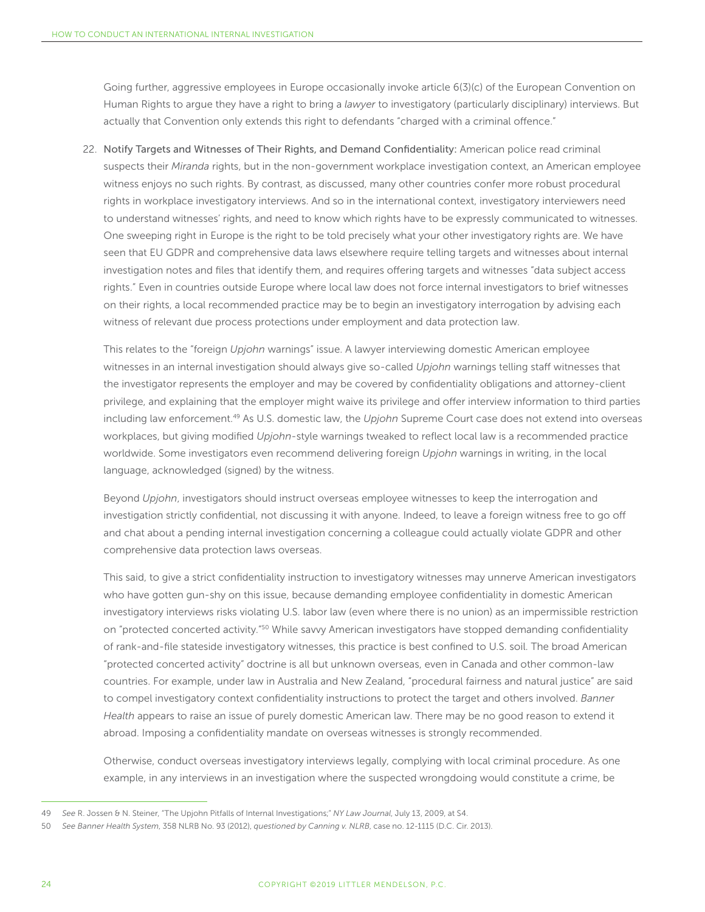Going further, aggressive employees in Europe occasionally invoke article 6(3)(c) of the European Convention on Human Rights to argue they have a right to bring a *lawyer* to investigatory (particularly disciplinary) interviews. But actually that Convention only extends this right to defendants "charged with a criminal offence."

22. **Notify Targets and Witnesses of Their Rights, and Demand Confidentiality:** American police read criminal suspects their *Miranda* rights, but in the non-government workplace investigation context, an American employee witness enjoys no such rights. By contrast, as discussed, many other countries confer more robust procedural rights in workplace investigatory interviews. And so in the international context, investigatory interviewers need to understand witnesses' rights, and need to know which rights have to be expressly communicated to witnesses. One sweeping right in Europe is the right to be told precisely what your other investigatory rights are. We have seen that EU GDPR and comprehensive data laws elsewhere require telling targets and witnesses about internal investigation notes and files that identify them, and requires offering targets and witnesses "data subject access rights." Even in countries outside Europe where local law does not force internal investigators to brief witnesses on their rights, a local recommended practice may be to begin an investigatory interrogation by advising each witness of relevant due process protections under employment and data protection law.

    This relates to the "foreign *Upjohn* warnings" issue. A lawyer interviewing domestic American employee witnesses in an internal investigation should always give so-called *Upjohn* warnings telling staff witnesses that the investigator represents the employer and may be covered by confidentiality obligations and attorney-client privilege, and explaining that the employer might waive its privilege and offer interview information to third parties including law enforcement.[49] As U.S. domestic law, the *Upjohn* Supreme Court case does not extend into overseas workplaces, but giving modified *Upjohn*-style warnings tweaked to reflect local law is a recommended practice worldwide. Some investigators even recommend delivering foreign *Upjohn* warnings in writing, in the local language, acknowledged (signed) by the witness.

    Beyond *Upjohn*, investigators should instruct overseas employee witnesses to keep the interrogation and investigation strictly confidential, not discussing it with anyone. Indeed, to leave a foreign witness free to go off and chat about a pending internal investigation concerning a colleague could actually violate GDPR and other comprehensive data protection laws overseas.

    This said, to give a strict confidentiality instruction to investigatory witnesses may unnerve American investigators who have gotten gun-shy on this issue, because demanding employee confidentiality in domestic American investigatory interviews risks violating U.S. labor law (even where there is no union) as an impermissible restriction on "protected concerted activity."[50] While savvy American investigators have stopped demanding confidentiality of rank-and-file stateside investigatory witnesses, this practice is best confined to U.S. soil. The broad American "protected concerted activity" doctrine is all but unknown overseas, even in Canada and other common-law countries. For example, under law in Australia and New Zealand, "procedural fairness and natural justice" are said to compel investigatory context confidentiality instructions to protect the target and others involved. *Banner Health* appears to raise an issue of purely domestic American law. There may be no good reason to extend it abroad. Imposing a confidentiality mandate on overseas witnesses is strongly recommended.

    Otherwise, conduct overseas investigatory interviews legally, complying with local criminal procedure. As one example, in any interviews in an investigation where the suspected wrongdoing would constitute a crime, be

---

49 *See* R. Jossen & N. Steiner, "The Upjohn Pitfalls of Internal Investigations," *NY Law Journal*, July 13, 2009, at S4.

50 *See Banner Health System*, 358 NLRB No. 93 (2012), *questioned by Canning v. NLRB*, case no. 12-1115 (D.C. Cir. 2013).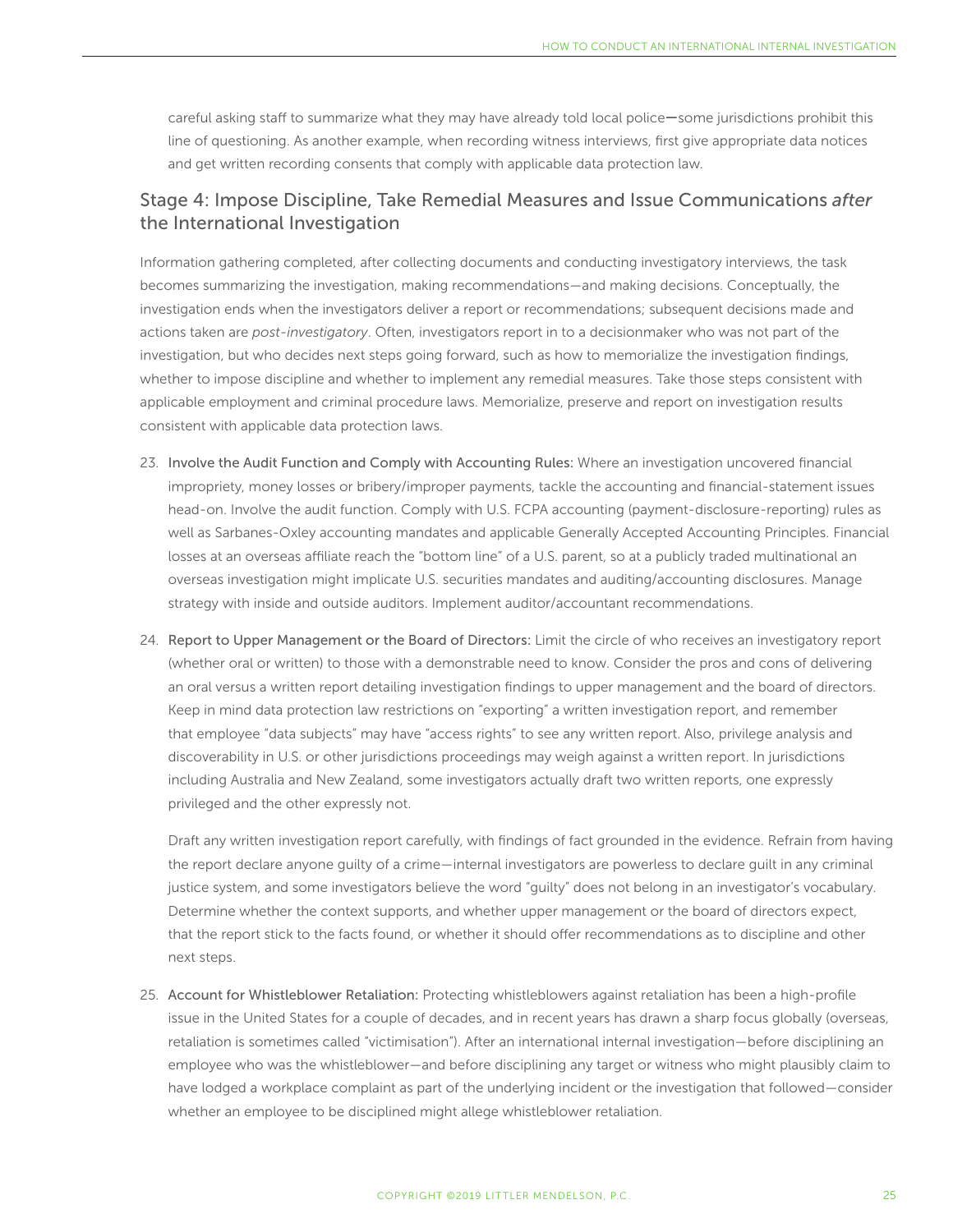careful asking staff to summarize what they may have already told local police—some jurisdictions prohibit this line of questioning. As another example, when recording witness interviews, first give appropriate data notices and get written recording consents that comply with applicable data protection law.

## Stage 4: Impose Discipline, Take Remedial Measures and Issue Communications *after* the International Investigation

Information gathering completed, after collecting documents and conducting investigatory interviews, the task becomes summarizing the investigation, making recommendations—and making decisions. Conceptually, the investigation ends when the investigators deliver a report or recommendations; subsequent decisions made and actions taken are *post-investigatory*. Often, investigators report in to a decisionmaker who was not part of the investigation, but who decides next steps going forward, such as how to memorialize the investigation findings, whether to impose discipline and whether to implement any remedial measures. Take those steps consistent with applicable employment and criminal procedure laws. Memorialize, preserve and report on investigation results consistent with applicable data protection laws.

23. **Involve the Audit Function and Comply with Accounting Rules:** Where an investigation uncovered financial impropriety, money losses or bribery/improper payments, tackle the accounting and financial-statement issues head-on. Involve the audit function. Comply with U.S. FCPA accounting (payment-disclosure-reporting) rules as well as Sarbanes-Oxley accounting mandates and applicable Generally Accepted Accounting Principles. Financial losses at an overseas affiliate reach the "bottom line" of a U.S. parent, so at a publicly traded multinational an overseas investigation might implicate U.S. securities mandates and auditing/accounting disclosures. Manage strategy with inside and outside auditors. Implement auditor/accountant recommendations.

24. **Report to Upper Management or the Board of Directors:** Limit the circle of who receives an investigatory report (whether oral or written) to those with a demonstrable need to know. Consider the pros and cons of delivering an oral versus a written report detailing investigation findings to upper management and the board of directors. Keep in mind data protection law restrictions on "exporting" a written investigation report, and remember that employee "data subjects" may have "access rights" to see any written report. Also, privilege analysis and discoverability in U.S. or other jurisdictions proceedings may weigh against a written report. In jurisdictions including Australia and New Zealand, some investigators actually draft two written reports, one expressly privileged and the other expressly not.

    Draft any written investigation report carefully, with findings of fact grounded in the evidence. Refrain from having the report declare anyone guilty of a crime—internal investigators are powerless to declare guilt in any criminal justice system, and some investigators believe the word "guilty" does not belong in an investigator's vocabulary. Determine whether the context supports, and whether upper management or the board of directors expect, that the report stick to the facts found, or whether it should offer recommendations as to discipline and other next steps.

25. **Account for Whistleblower Retaliation:** Protecting whistleblowers against retaliation has been a high-profile issue in the United States for a couple of decades, and in recent years has drawn a sharp focus globally (overseas, retaliation is sometimes called "victimisation"). After an international internal investigation—before disciplining an employee who was the whistleblower—and before disciplining any target or witness who might plausibly claim to have lodged a workplace complaint as part of the underlying incident or the investigation that followed—consider whether an employee to be disciplined might allege whistleblower retaliation.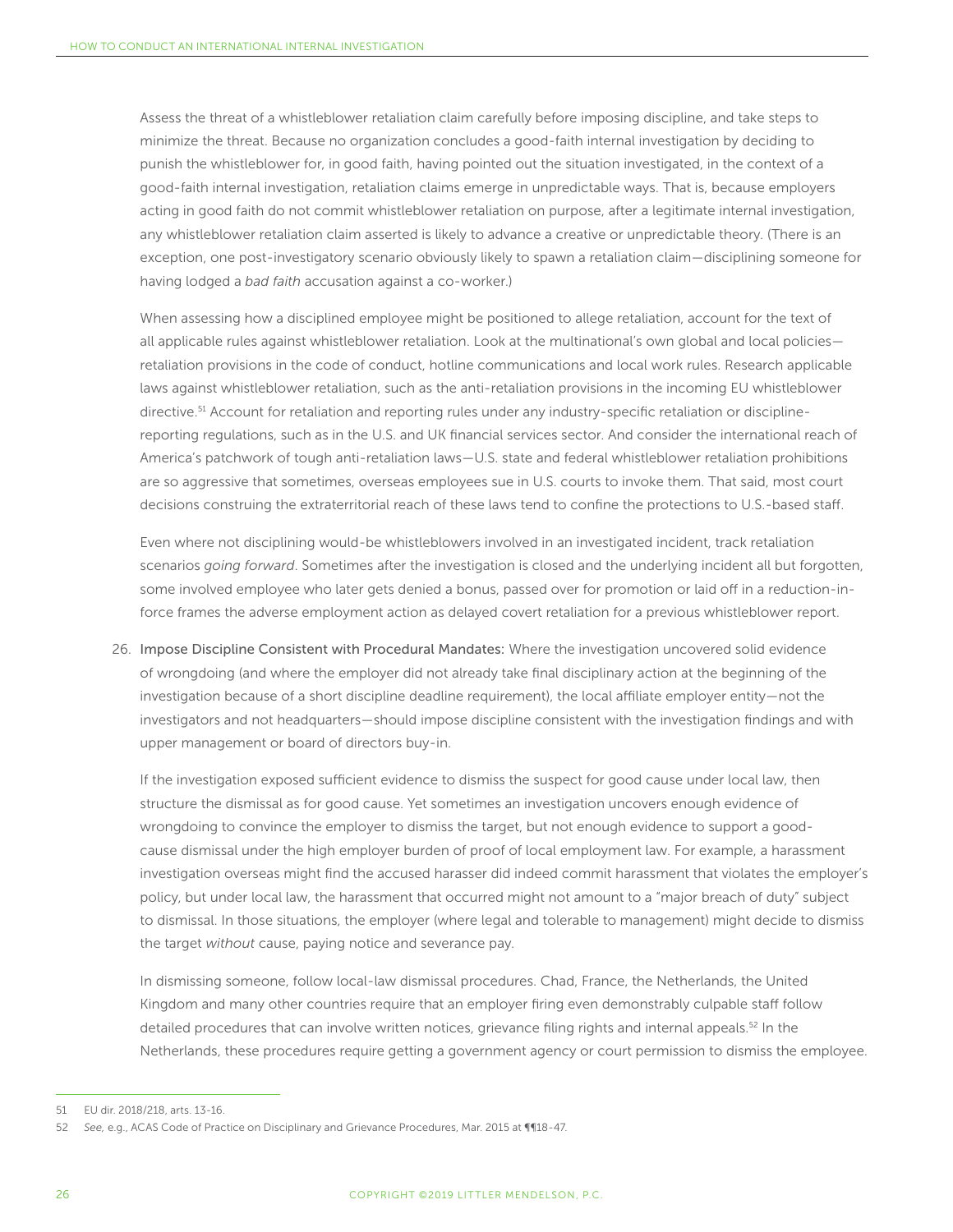Assess the threat of a whistleblower retaliation claim carefully before imposing discipline, and take steps to minimize the threat. Because no organization concludes a good-faith internal investigation by deciding to punish the whistleblower for, in good faith, having pointed out the situation investigated, in the context of a good-faith internal investigation, retaliation claims emerge in unpredictable ways. That is, because employers acting in good faith do not commit whistleblower retaliation on purpose, after a legitimate internal investigation, any whistleblower retaliation claim asserted is likely to advance a creative or unpredictable theory. (There is an exception, one post-investigatory scenario obviously likely to spawn a retaliation claim—disciplining someone for having lodged a *bad faith* accusation against a co-worker.)

When assessing how a disciplined employee might be positioned to allege retaliation, account for the text of all applicable rules against whistleblower retaliation. Look at the multinational's own global and local policies—retaliation provisions in the code of conduct, hotline communications and local work rules. Research applicable laws against whistleblower retaliation, such as the anti-retaliation provisions in the incoming EU whistleblower directive.[51] Account for retaliation and reporting rules under any industry-specific retaliation or discipline-reporting regulations, such as in the U.S. and UK financial services sector. And consider the international reach of America's patchwork of tough anti-retaliation laws—U.S. state and federal whistleblower retaliation prohibitions are so aggressive that sometimes, overseas employees sue in U.S. courts to invoke them. That said, most court decisions construing the extraterritorial reach of these laws tend to confine the protections to U.S.-based staff.

Even where not disciplining would-be whistleblowers involved in an investigated incident, track retaliation scenarios *going forward*. Sometimes after the investigation is closed and the underlying incident all but forgotten, some involved employee who later gets denied a bonus, passed over for promotion or laid off in a reduction-in-force frames the adverse employment action as delayed covert retaliation for a previous whistleblower report.

26. **Impose Discipline Consistent with Procedural Mandates:** Where the investigation uncovered solid evidence of wrongdoing (and where the employer did not already take final disciplinary action at the beginning of the investigation because of a short discipline deadline requirement), the local affiliate employer entity—not the investigators and not headquarters—should impose discipline consistent with the investigation findings and with upper management or board of directors buy-in.

    If the investigation exposed sufficient evidence to dismiss the suspect for good cause under local law, then structure the dismissal as for good cause. Yet sometimes an investigation uncovers enough evidence of wrongdoing to convince the employer to dismiss the target, but not enough evidence to support a good-cause dismissal under the high employer burden of proof of local employment law. For example, a harassment investigation overseas might find the accused harasser did indeed commit harassment that violates the employer's policy, but under local law, the harassment that occurred might not amount to a "major breach of duty" subject to dismissal. In those situations, the employer (where legal and tolerable to management) might decide to dismiss the target *without* cause, paying notice and severance pay.

    In dismissing someone, follow local-law dismissal procedures. Chad, France, the Netherlands, the United Kingdom and many other countries require that an employer firing even demonstrably culpable staff follow detailed procedures that can involve written notices, grievance filing rights and internal appeals.[52] In the Netherlands, these procedures require getting a government agency or court permission to dismiss the employee.

---

51 EU dir. 2018/218, arts. 13-16.

52 *See,* e.g., ACAS Code of Practice on Disciplinary and Grievance Procedures, Mar. 2015 at ¶¶18-47.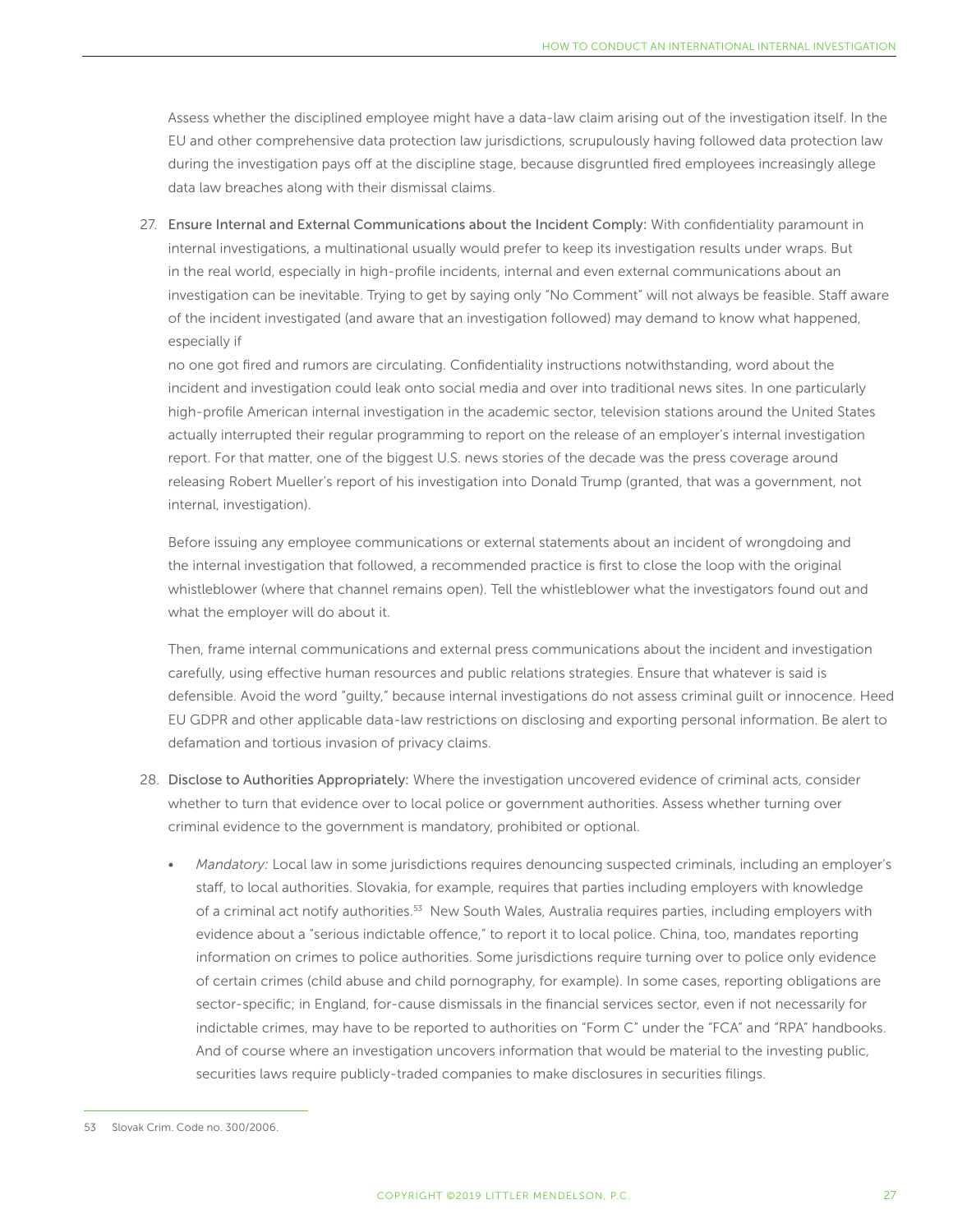Assess whether the disciplined employee might have a data-law claim arising out of the investigation itself. In the EU and other comprehensive data protection law jurisdictions, scrupulously having followed data protection law during the investigation pays off at the discipline stage, because disgruntled fired employees increasingly allege data law breaches along with their dismissal claims.

27. Ensure Internal and External Communications about the Incident Comply: With confidentiality paramount in internal investigations, a multinational usually would prefer to keep its investigation results under wraps. But in the real world, especially in high-profile incidents, internal and even external communications about an investigation can be inevitable. Trying to get by saying only "No Comment" will not always be feasible. Staff aware of the incident investigated (and aware that an investigation followed) may demand to know what happened, especially if no one got fired and rumors are circulating. Confidentiality instructions notwithstanding, word about the incident and investigation could leak onto social media and over into traditional news sites. In one particularly high-profile American internal investigation in the academic sector, television stations around the United States actually interrupted their regular programming to report on the release of an employer's internal investigation report. For that matter, one of the biggest U.S. news stories of the decade was the press coverage around releasing Robert Mueller's report of his investigation into Donald Trump (granted, that was a government, not internal, investigation).

    Before issuing any employee communications or external statements about an incident of wrongdoing and the internal investigation that followed, a recommended practice is first to close the loop with the original whistleblower (where that channel remains open). Tell the whistleblower what the investigators found out and what the employer will do about it.

    Then, frame internal communications and external press communications about the incident and investigation carefully, using effective human resources and public relations strategies. Ensure that whatever is said is defensible. Avoid the word "guilty," because internal investigations do not assess criminal guilt or innocence. Heed EU GDPR and other applicable data-law restrictions on disclosing and exporting personal information. Be alert to defamation and tortious invasion of privacy claims.

28. Disclose to Authorities Appropriately: Where the investigation uncovered evidence of criminal acts, consider whether to turn that evidence over to local police or government authorities. Assess whether turning over criminal evidence to the government is mandatory, prohibited or optional.

    - *Mandatory:* Local law in some jurisdictions requires denouncing suspected criminals, including an employer's staff, to local authorities. Slovakia, for example, requires that parties including employers with knowledge of a criminal act notify authorities.[53] New South Wales, Australia requires parties, including employers with evidence about a "serious indictable offence," to report it to local police. China, too, mandates reporting information on crimes to police authorities. Some jurisdictions require turning over to police only evidence of certain crimes (child abuse and child pornography, for example). In some cases, reporting obligations are sector-specific; in England, for-cause dismissals in the financial services sector, even if not necessarily for indictable crimes, may have to be reported to authorities on "Form C" under the "FCA" and "RPA" handbooks. And of course where an investigation uncovers information that would be material to the investing public, securities laws require publicly-traded companies to make disclosures in securities filings.

---

53 Slovak Crim. Code no. 300/2006.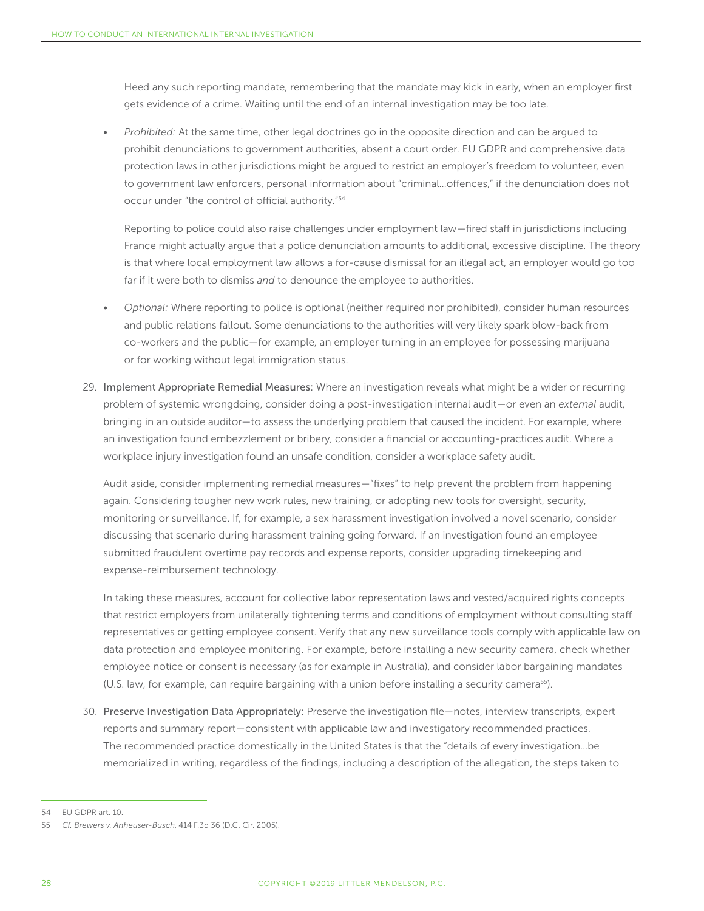Heed any such reporting mandate, remembering that the mandate may kick in early, when an employer first gets evidence of a crime. Waiting until the end of an internal investigation may be too late.

- *Prohibited:* At the same time, other legal doctrines go in the opposite direction and can be argued to prohibit denunciations to government authorities, absent a court order. EU GDPR and comprehensive data protection laws in other jurisdictions might be argued to restrict an employer's freedom to volunteer, even to government law enforcers, personal information about "criminal…offences," if the denunciation does not occur under "the control of official authority."[54]

  Reporting to police could also raise challenges under employment law—fired staff in jurisdictions including France might actually argue that a police denunciation amounts to additional, excessive discipline. The theory is that where local employment law allows a for-cause dismissal for an illegal act, an employer would go too far if it were both to dismiss *and* to denounce the employee to authorities.

- *Optional:* Where reporting to police is optional (neither required nor prohibited), consider human resources and public relations fallout. Some denunciations to the authorities will very likely spark blow-back from co-workers and the public—for example, an employer turning in an employee for possessing marijuana or for working without legal immigration status.

29. **Implement Appropriate Remedial Measures:** Where an investigation reveals what might be a wider or recurring problem of systemic wrongdoing, consider doing a post-investigation internal audit—or even an *external* audit, bringing in an outside auditor—to assess the underlying problem that caused the incident. For example, where an investigation found embezzlement or bribery, consider a financial or accounting-practices audit. Where a workplace injury investigation found an unsafe condition, consider a workplace safety audit.

    Audit aside, consider implementing remedial measures—"fixes" to help prevent the problem from happening again. Considering tougher new work rules, new training, or adopting new tools for oversight, security, monitoring or surveillance. If, for example, a sex harassment investigation involved a novel scenario, consider discussing that scenario during harassment training going forward. If an investigation found an employee submitted fraudulent overtime pay records and expense reports, consider upgrading timekeeping and expense-reimbursement technology.

    In taking these measures, account for collective labor representation laws and vested/acquired rights concepts that restrict employers from unilaterally tightening terms and conditions of employment without consulting staff representatives or getting employee consent. Verify that any new surveillance tools comply with applicable law on data protection and employee monitoring. For example, before installing a new security camera, check whether employee notice or consent is necessary (as for example in Australia), and consider labor bargaining mandates (U.S. law, for example, can require bargaining with a union before installing a security camera[55]).

30. **Preserve Investigation Data Appropriately:** Preserve the investigation file—notes, interview transcripts, expert reports and summary report—consistent with applicable law and investigatory recommended practices. The recommended practice domestically in the United States is that the "details of every investigation…be memorialized in writing, regardless of the findings, including a description of the allegation, the steps taken to

---

54 EU GDPR art. 10.

55 *Cf. Brewers v. Anheuser-Busch*, 414 F.3d 36 (D.C. Cir. 2005).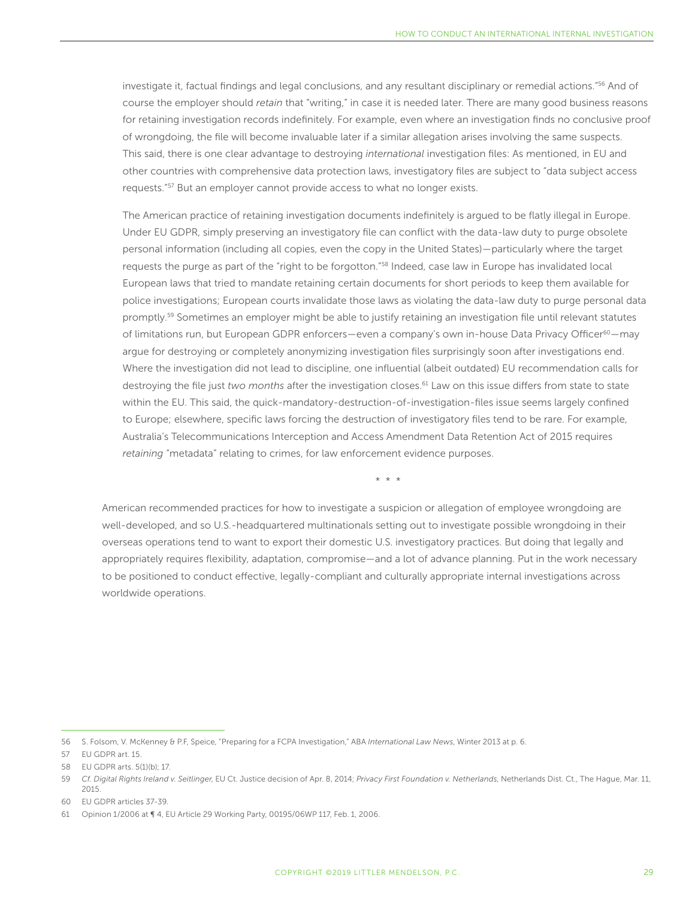investigate it, factual findings and legal conclusions, and any resultant disciplinary or remedial actions."[56] And of course the employer should *retain* that "writing," in case it is needed later. There are many good business reasons for retaining investigation records indefinitely. For example, even where an investigation finds no conclusive proof of wrongdoing, the file will become invaluable later if a similar allegation arises involving the same suspects. This said, there is one clear advantage to destroying *international* investigation files: As mentioned, in EU and other countries with comprehensive data protection laws, investigatory files are subject to "data subject access requests."[57] But an employer cannot provide access to what no longer exists.

The American practice of retaining investigation documents indefinitely is argued to be flatly illegal in Europe. Under EU GDPR, simply preserving an investigatory file can conflict with the data-law duty to purge obsolete personal information (including all copies, even the copy in the United States)—particularly where the target requests the purge as part of the "right to be forgotton."[58] Indeed, case law in Europe has invalidated local European laws that tried to mandate retaining certain documents for short periods to keep them available for police investigations; European courts invalidate those laws as violating the data-law duty to purge personal data promptly.[59] Sometimes an employer might be able to justify retaining an investigation file until relevant statutes of limitations run, but European GDPR enforcers—even a company's own in-house Data Privacy Officer[60]—may argue for destroying or completely anonymizing investigation files surprisingly soon after investigations end. Where the investigation did not lead to discipline, one influential (albeit outdated) EU recommendation calls for destroying the file just *two months* after the investigation closes.[61] Law on this issue differs from state to state within the EU. This said, the quick-mandatory-destruction-of-investigation-files issue seems largely confined to Europe; elsewhere, specific laws forcing the destruction of investigatory files tend to be rare. For example, Australia's Telecommunications Interception and Access Amendment Data Retention Act of 2015 requires *retaining* "metadata" relating to crimes, for law enforcement evidence purposes.

\* \* \*

American recommended practices for how to investigate a suspicion or allegation of employee wrongdoing are well-developed, and so U.S.-headquartered multinationals setting out to investigate possible wrongdoing in their overseas operations tend to want to export their domestic U.S. investigatory practices. But doing that legally and appropriately requires flexibility, adaptation, compromise—and a lot of advance planning. Put in the work necessary to be positioned to conduct effective, legally-compliant and culturally appropriate internal investigations across worldwide operations.

---

56 S. Folsom, V. McKenney & P.F, Speice, "Preparing for a FCPA Investigation," ABA *International Law News*, Winter 2013 at p. 6.

57 EU GDPR art. 15.

58 EU GDPR arts. 5(1)(b); 17.

59 *Cf. Digital Rights Ireland v. Seitlinger*, EU Ct. Justice decision of Apr. 8, 2014; *Privacy First Foundation v. Netherlands*, Netherlands Dist. Ct., The Hague, Mar. 11, 2015.

60 EU GDPR articles 37-39.

61 Opinion 1/2006 at ¶ 4, EU Article 29 Working Party, 00195/06WP 117, Feb. 1, 2006.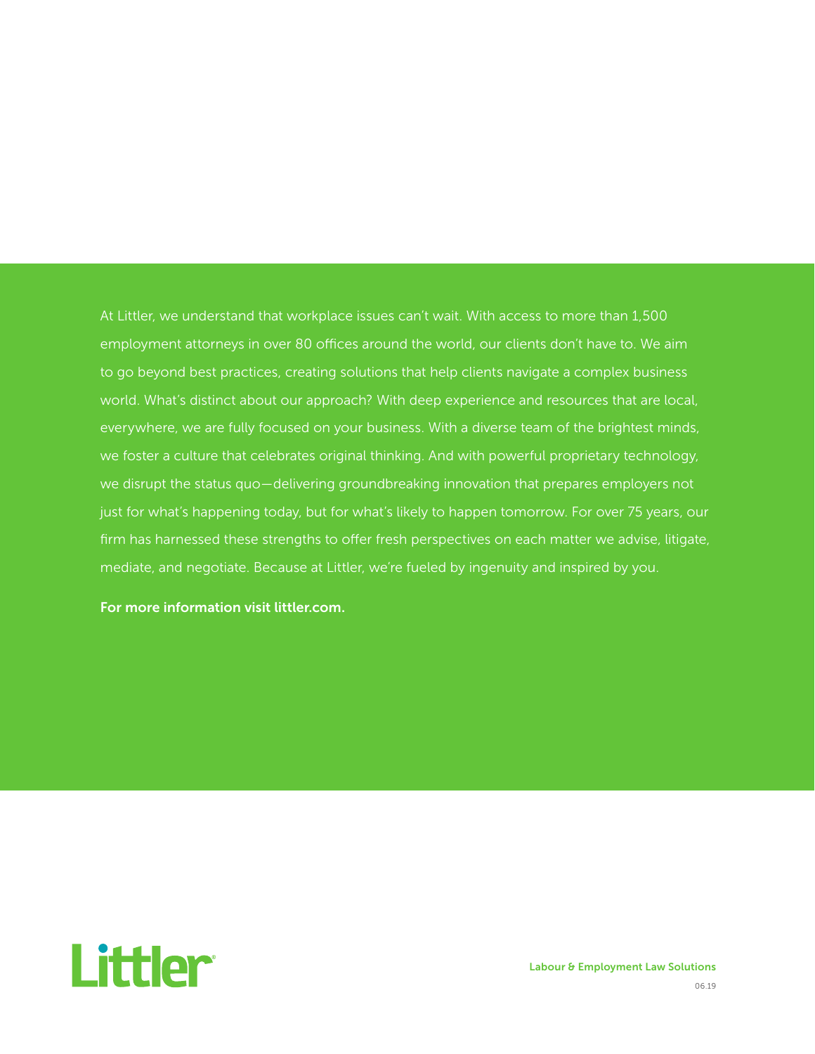At Littler, we understand that workplace issues can't wait. With access to more than 1,500 employment attorneys in over 80 offices around the world, our clients don't have to. We aim to go beyond best practices, creating solutions that help clients navigate a complex business world. What's distinct about our approach? With deep experience and resources that are local, everywhere, we are fully focused on your business. With a diverse team of the brightest minds, we foster a culture that celebrates original thinking. And with powerful proprietary technology, we disrupt the status quo—delivering groundbreaking innovation that prepares employers not just for what's happening today, but for what's likely to happen tomorrow. For over 75 years, our firm has harnessed these strengths to offer fresh perspectives on each matter we advise, litigate, mediate, and negotiate. Because at Littler, we're fueled by ingenuity and inspired by you.

**For more information visit littler.com.**

Littler®

Labour & Employment Law Solutions

06.19